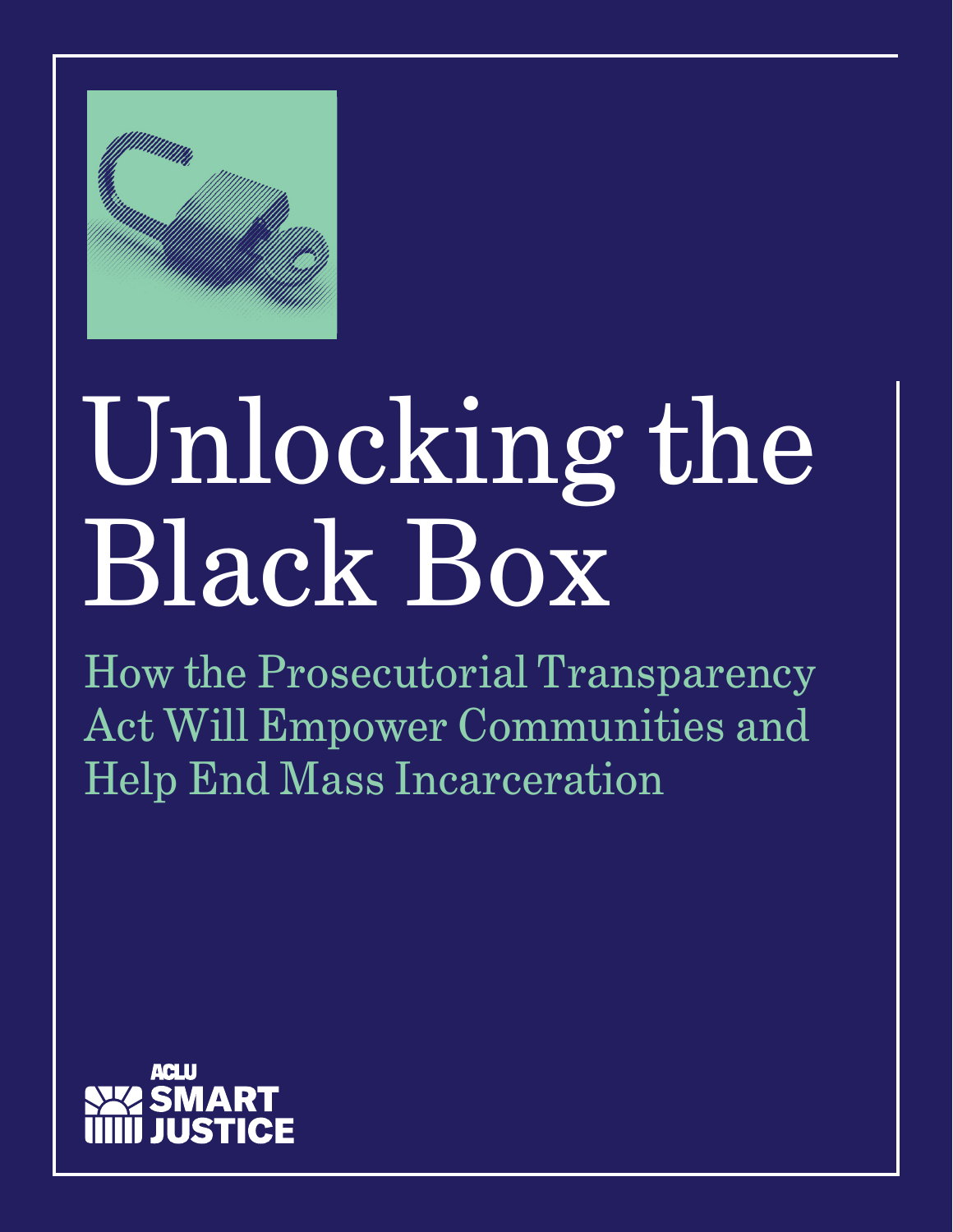# Unlocking the Black Box

## How the Prosecutorial Transparency Act Will Empower Communities and Help End Mass Incarceration

ACLU SMART JUSTICE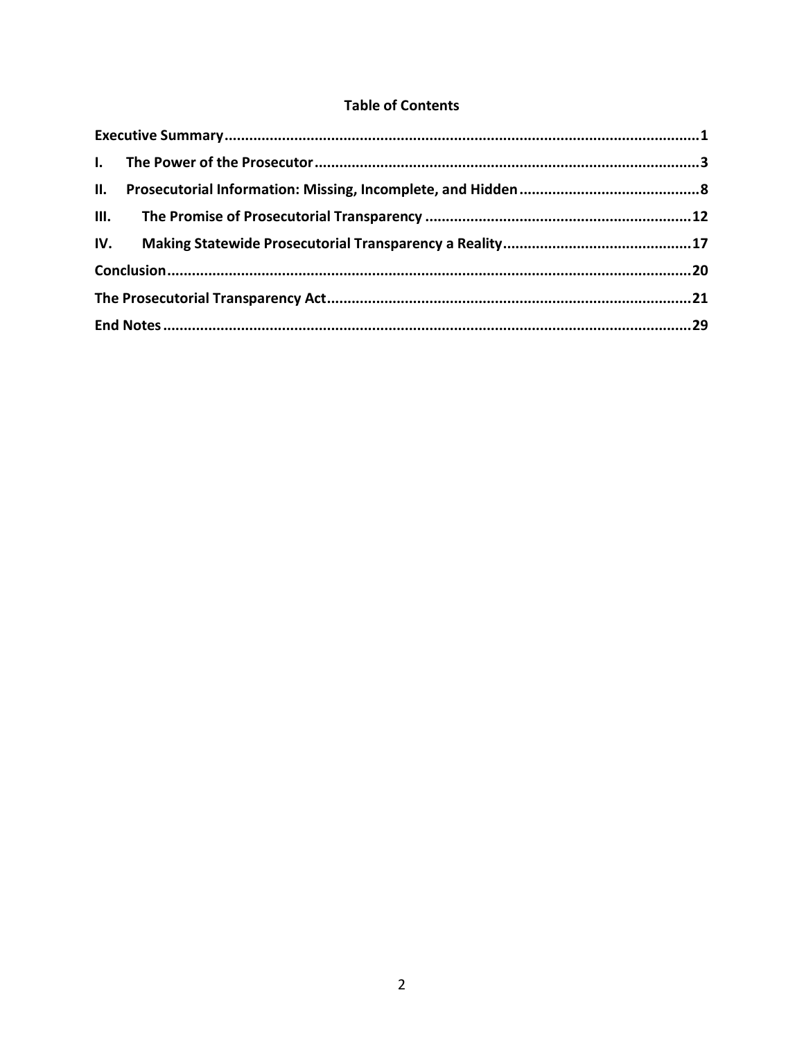## Table of Contents

| | |
|---|---|
| **Executive Summary** | **1** |
| **I. The Power of the Prosecutor** | **3** |
| **II. Prosecutorial Information: Missing, Incomplete, and Hidden** | **8** |
| **III. The Promise of Prosecutorial Transparency** | **12** |
| **IV. Making Statewide Prosecutorial Transparency a Reality** | **17** |
| **Conclusion** | **20** |
| **The Prosecutorial Transparency Act** | **21** |
| **End Notes** | **29** |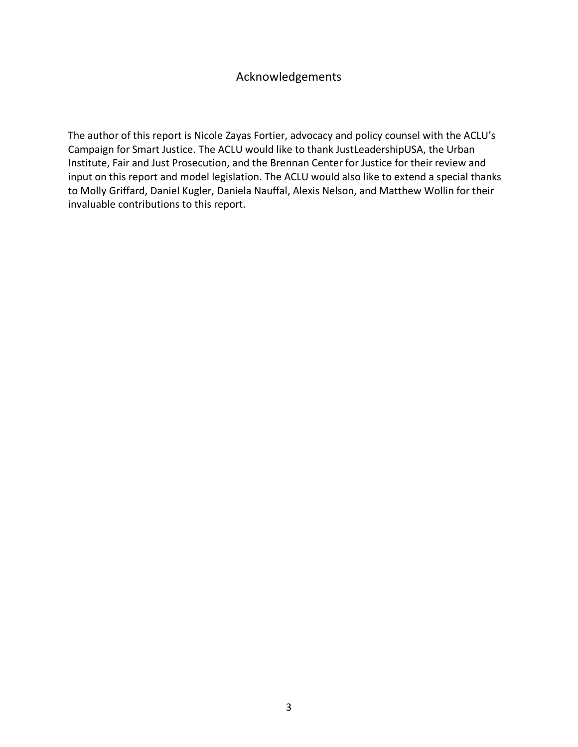## Acknowledgements

The author of this report is Nicole Zayas Fortier, advocacy and policy counsel with the ACLU's Campaign for Smart Justice. The ACLU would like to thank JustLeadershipUSA, the Urban Institute, Fair and Just Prosecution, and the Brennan Center for Justice for their review and input on this report and model legislation. The ACLU would also like to extend a special thanks to Molly Griffard, Daniel Kugler, Daniela Nauffal, Alexis Nelson, and Matthew Wollin for their invaluable contributions to this report.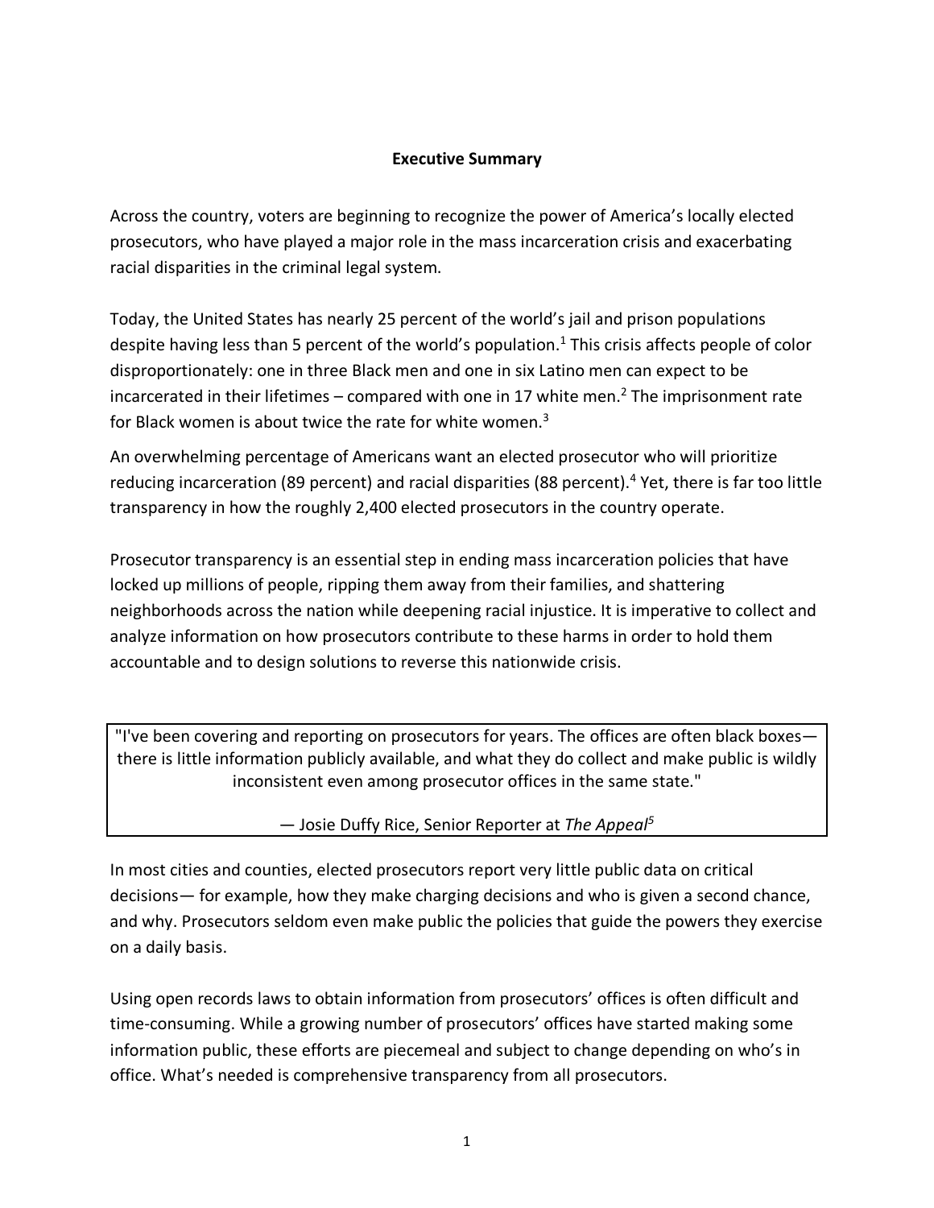## Executive Summary

Across the country, voters are beginning to recognize the power of America's locally elected prosecutors, who have played a major role in the mass incarceration crisis and exacerbating racial disparities in the criminal legal system.

Today, the United States has nearly 25 percent of the world's jail and prison populations despite having less than 5 percent of the world's population.[1] This crisis affects people of color disproportionately: one in three Black men and one in six Latino men can expect to be incarcerated in their lifetimes – compared with one in 17 white men.[2] The imprisonment rate for Black women is about twice the rate for white women.[3]

An overwhelming percentage of Americans want an elected prosecutor who will prioritize reducing incarceration (89 percent) and racial disparities (88 percent).[4] Yet, there is far too little transparency in how the roughly 2,400 elected prosecutors in the country operate.

Prosecutor transparency is an essential step in ending mass incarceration policies that have locked up millions of people, ripping them away from their families, and shattering neighborhoods across the nation while deepening racial injustice. It is imperative to collect and analyze information on how prosecutors contribute to these harms in order to hold them accountable and to design solutions to reverse this nationwide crisis.

> "I've been covering and reporting on prosecutors for years. The offices are often black boxes—there is little information publicly available, and what they do collect and make public is wildly inconsistent even among prosecutor offices in the same state."
>
> — Josie Duffy Rice, Senior Reporter at *The Appeal*[5]

In most cities and counties, elected prosecutors report very little public data on critical decisions— for example, how they make charging decisions and who is given a second chance, and why. Prosecutors seldom even make public the policies that guide the powers they exercise on a daily basis.

Using open records laws to obtain information from prosecutors' offices is often difficult and time-consuming. While a growing number of prosecutors' offices have started making some information public, these efforts are piecemeal and subject to change depending on who's in office. What's needed is comprehensive transparency from all prosecutors.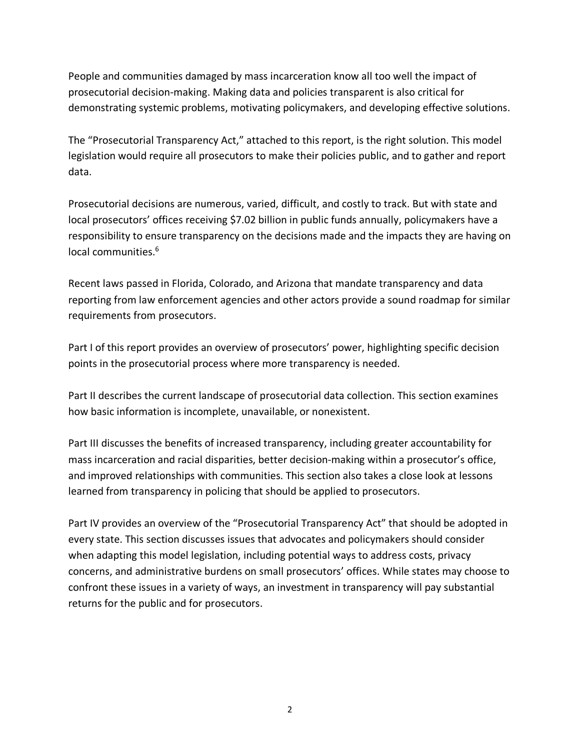People and communities damaged by mass incarceration know all too well the impact of prosecutorial decision-making. Making data and policies transparent is also critical for demonstrating systemic problems, motivating policymakers, and developing effective solutions.

The "Prosecutorial Transparency Act," attached to this report, is the right solution. This model legislation would require all prosecutors to make their policies public, and to gather and report data.

Prosecutorial decisions are numerous, varied, difficult, and costly to track. But with state and local prosecutors' offices receiving $7.02 billion in public funds annually, policymakers have a responsibility to ensure transparency on the decisions made and the impacts they are having on local communities.[6]

Recent laws passed in Florida, Colorado, and Arizona that mandate transparency and data reporting from law enforcement agencies and other actors provide a sound roadmap for similar requirements from prosecutors.

Part I of this report provides an overview of prosecutors' power, highlighting specific decision points in the prosecutorial process where more transparency is needed.

Part II describes the current landscape of prosecutorial data collection. This section examines how basic information is incomplete, unavailable, or nonexistent.

Part III discusses the benefits of increased transparency, including greater accountability for mass incarceration and racial disparities, better decision-making within a prosecutor's office, and improved relationships with communities. This section also takes a close look at lessons learned from transparency in policing that should be applied to prosecutors.

Part IV provides an overview of the "Prosecutorial Transparency Act" that should be adopted in every state. This section discusses issues that advocates and policymakers should consider when adapting this model legislation, including potential ways to address costs, privacy concerns, and administrative burdens on small prosecutors' offices. While states may choose to confront these issues in a variety of ways, an investment in transparency will pay substantial returns for the public and for prosecutors.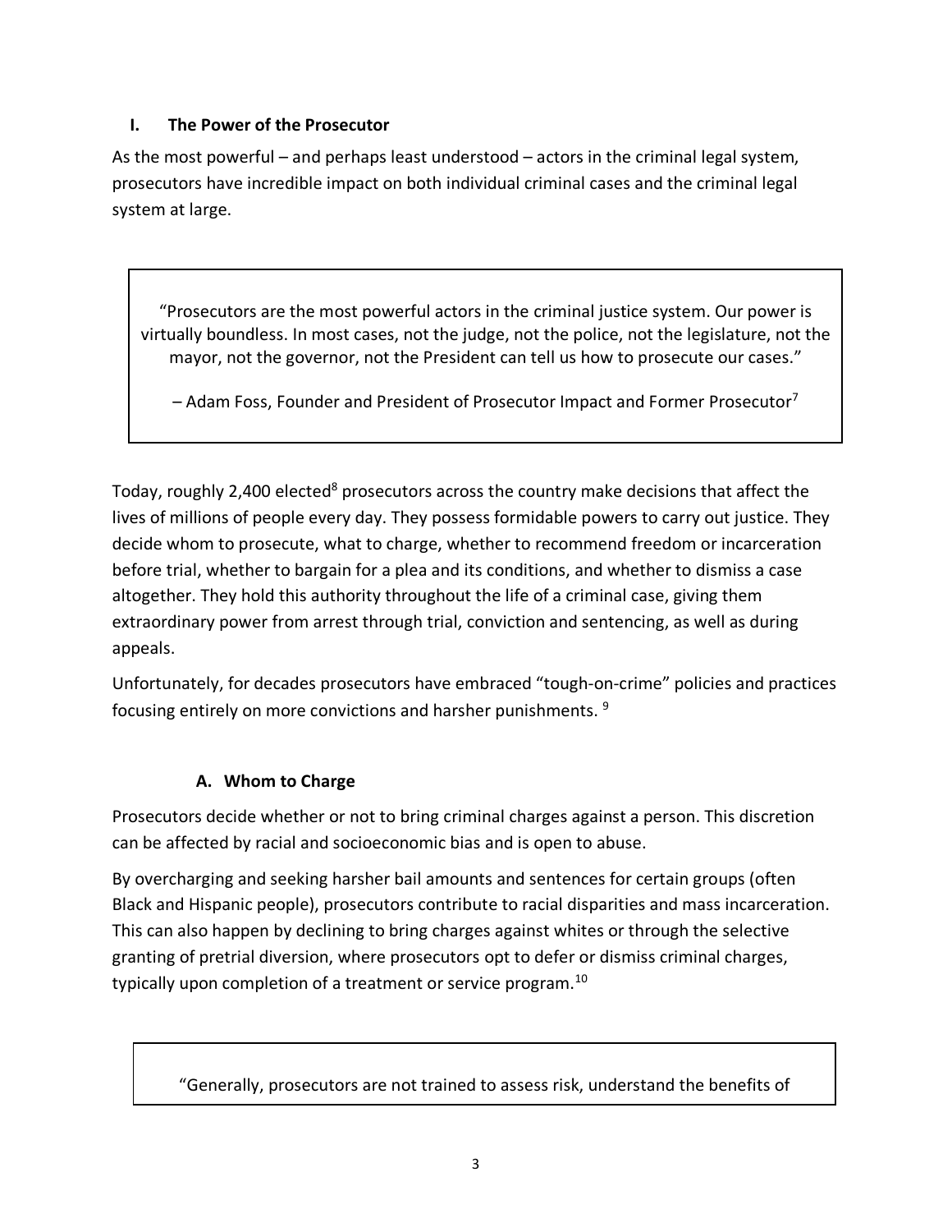## I. The Power of the Prosecutor

As the most powerful – and perhaps least understood – actors in the criminal legal system, prosecutors have incredible impact on both individual criminal cases and the criminal legal system at large.

> "Prosecutors are the most powerful actors in the criminal justice system. Our power is virtually boundless. In most cases, not the judge, not the police, not the legislature, not the mayor, not the governor, not the President can tell us how to prosecute our cases."
>
> – Adam Foss, Founder and President of Prosecutor Impact and Former Prosecutor[7]

Today, roughly 2,400 elected[8] prosecutors across the country make decisions that affect the lives of millions of people every day. They possess formidable powers to carry out justice. They decide whom to prosecute, what to charge, whether to recommend freedom or incarceration before trial, whether to bargain for a plea and its conditions, and whether to dismiss a case altogether. They hold this authority throughout the life of a criminal case, giving them extraordinary power from arrest through trial, conviction and sentencing, as well as during appeals.

Unfortunately, for decades prosecutors have embraced "tough-on-crime" policies and practices focusing entirely on more convictions and harsher punishments. [9]

### A. Whom to Charge

Prosecutors decide whether or not to bring criminal charges against a person. This discretion can be affected by racial and socioeconomic bias and is open to abuse.

By overcharging and seeking harsher bail amounts and sentences for certain groups (often Black and Hispanic people), prosecutors contribute to racial disparities and mass incarceration. This can also happen by declining to bring charges against whites or through the selective granting of pretrial diversion, where prosecutors opt to defer or dismiss criminal charges, typically upon completion of a treatment or service program.[10]

> "Generally, prosecutors are not trained to assess risk, understand the benefits of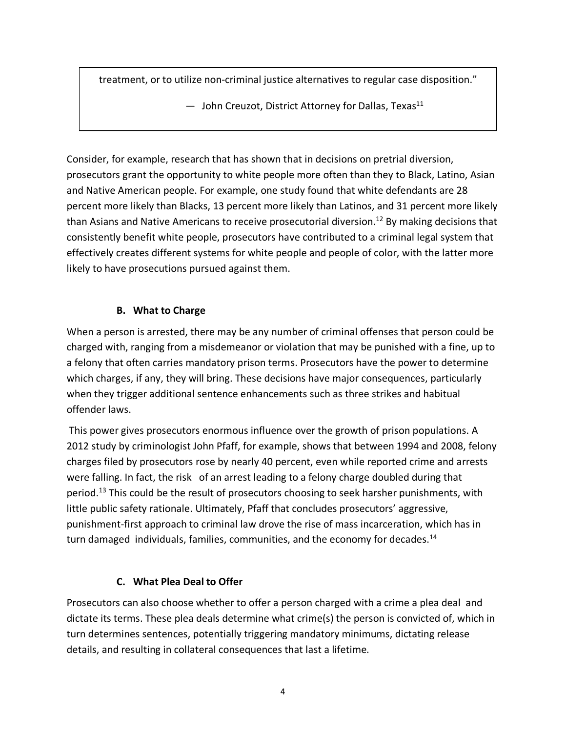> treatment, or to utilize non-criminal justice alternatives to regular case disposition."
>
> — John Creuzot, District Attorney for Dallas, Texas[11]

Consider, for example, research that has shown that in decisions on pretrial diversion, prosecutors grant the opportunity to white people more often than they to Black, Latino, Asian and Native American people. For example, one study found that white defendants are 28 percent more likely than Blacks, 13 percent more likely than Latinos, and 31 percent more likely than Asians and Native Americans to receive prosecutorial diversion.[12] By making decisions that consistently benefit white people, prosecutors have contributed to a criminal legal system that effectively creates different systems for white people and people of color, with the latter more likely to have prosecutions pursued against them.

### B. What to Charge

When a person is arrested, there may be any number of criminal offenses that person could be charged with, ranging from a misdemeanor or violation that may be punished with a fine, up to a felony that often carries mandatory prison terms. Prosecutors have the power to determine which charges, if any, they will bring. These decisions have major consequences, particularly when they trigger additional sentence enhancements such as three strikes and habitual offender laws.

This power gives prosecutors enormous influence over the growth of prison populations. A 2012 study by criminologist John Pfaff, for example, shows that between 1994 and 2008, felony charges filed by prosecutors rose by nearly 40 percent, even while reported crime and arrests were falling. In fact, the risk of an arrest leading to a felony charge doubled during that period.[13] This could be the result of prosecutors choosing to seek harsher punishments, with little public safety rationale. Ultimately, Pfaff that concludes prosecutors' aggressive, punishment-first approach to criminal law drove the rise of mass incarceration, which has in turn damaged individuals, families, communities, and the economy for decades.[14]

### C. What Plea Deal to Offer

Prosecutors can also choose whether to offer a person charged with a crime a plea deal and dictate its terms. These plea deals determine what crime(s) the person is convicted of, which in turn determines sentences, potentially triggering mandatory minimums, dictating release details, and resulting in collateral consequences that last a lifetime.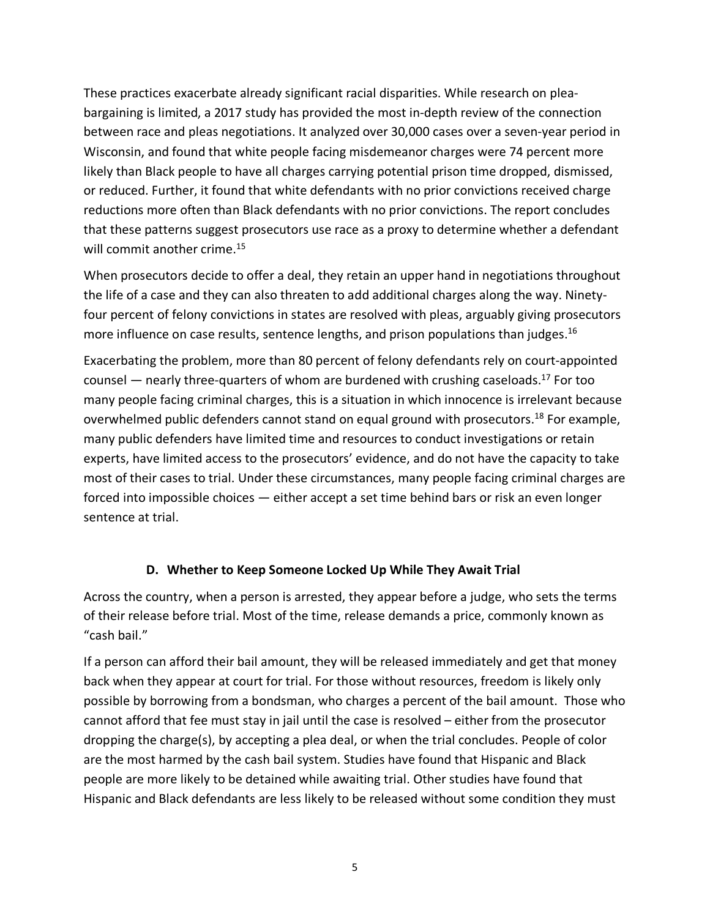These practices exacerbate already significant racial disparities. While research on plea-bargaining is limited, a 2017 study has provided the most in-depth review of the connection between race and pleas negotiations. It analyzed over 30,000 cases over a seven-year period in Wisconsin, and found that white people facing misdemeanor charges were 74 percent more likely than Black people to have all charges carrying potential prison time dropped, dismissed, or reduced. Further, it found that white defendants with no prior convictions received charge reductions more often than Black defendants with no prior convictions. The report concludes that these patterns suggest prosecutors use race as a proxy to determine whether a defendant will commit another crime.[15]

When prosecutors decide to offer a deal, they retain an upper hand in negotiations throughout the life of a case and they can also threaten to add additional charges along the way. Ninety-four percent of felony convictions in states are resolved with pleas, arguably giving prosecutors more influence on case results, sentence lengths, and prison populations than judges.[16]

Exacerbating the problem, more than 80 percent of felony defendants rely on court-appointed counsel — nearly three-quarters of whom are burdened with crushing caseloads.[17] For too many people facing criminal charges, this is a situation in which innocence is irrelevant because overwhelmed public defenders cannot stand on equal ground with prosecutors.[18] For example, many public defenders have limited time and resources to conduct investigations or retain experts, have limited access to the prosecutors' evidence, and do not have the capacity to take most of their cases to trial. Under these circumstances, many people facing criminal charges are forced into impossible choices — either accept a set time behind bars or risk an even longer sentence at trial.

### D. Whether to Keep Someone Locked Up While They Await Trial

Across the country, when a person is arrested, they appear before a judge, who sets the terms of their release before trial. Most of the time, release demands a price, commonly known as "cash bail."

If a person can afford their bail amount, they will be released immediately and get that money back when they appear at court for trial. For those without resources, freedom is likely only possible by borrowing from a bondsman, who charges a percent of the bail amount. Those who cannot afford that fee must stay in jail until the case is resolved – either from the prosecutor dropping the charge(s), by accepting a plea deal, or when the trial concludes. People of color are the most harmed by the cash bail system. Studies have found that Hispanic and Black people are more likely to be detained while awaiting trial. Other studies have found that Hispanic and Black defendants are less likely to be released without some condition they must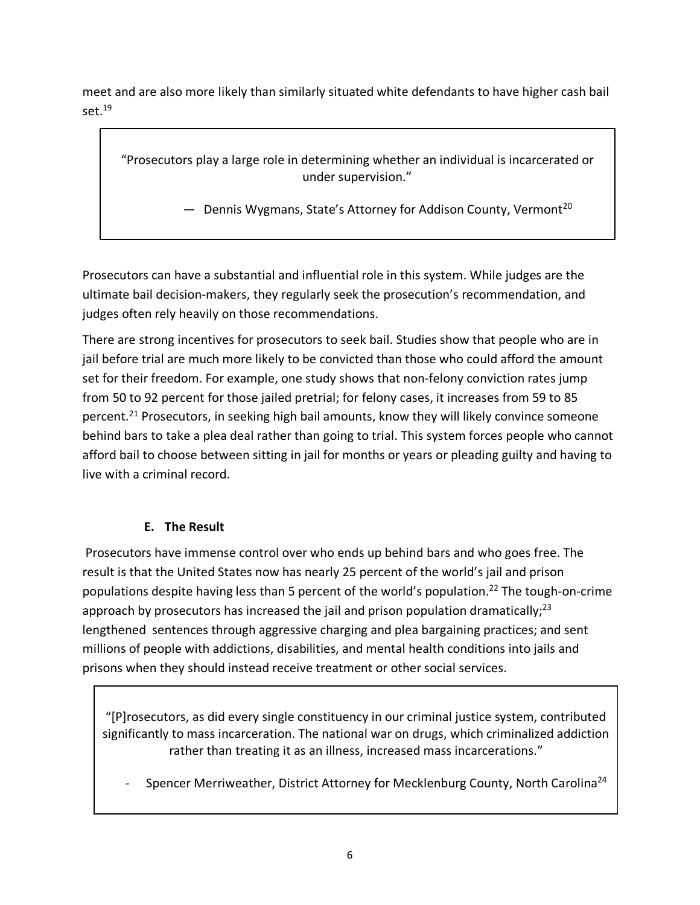meet and are also more likely than similarly situated white defendants to have higher cash bail set.[19]

> "Prosecutors play a large role in determining whether an individual is incarcerated or under supervision."
>
> — Dennis Wygmans, State's Attorney for Addison County, Vermont[20]

Prosecutors can have a substantial and influential role in this system. While judges are the ultimate bail decision-makers, they regularly seek the prosecution's recommendation, and judges often rely heavily on those recommendations.

There are strong incentives for prosecutors to seek bail. Studies show that people who are in jail before trial are much more likely to be convicted than those who could afford the amount set for their freedom. For example, one study shows that non-felony conviction rates jump from 50 to 92 percent for those jailed pretrial; for felony cases, it increases from 59 to 85 percent.[21] Prosecutors, in seeking high bail amounts, know they will likely convince someone behind bars to take a plea deal rather than going to trial. This system forces people who cannot afford bail to choose between sitting in jail for months or years or pleading guilty and having to live with a criminal record.

### E. The Result

Prosecutors have immense control over who ends up behind bars and who goes free. The result is that the United States now has nearly 25 percent of the world's jail and prison populations despite having less than 5 percent of the world's population.[22] The tough-on-crime approach by prosecutors has increased the jail and prison population dramatically;[23] lengthened sentences through aggressive charging and plea bargaining practices; and sent millions of people with addictions, disabilities, and mental health conditions into jails and prisons when they should instead receive treatment or other social services.

> "[P]rosecutors, as did every single constituency in our criminal justice system, contributed significantly to mass incarceration. The national war on drugs, which criminalized addiction rather than treating it as an illness, increased mass incarcerations."
>
> - Spencer Merriweather, District Attorney for Mecklenburg County, North Carolina[24]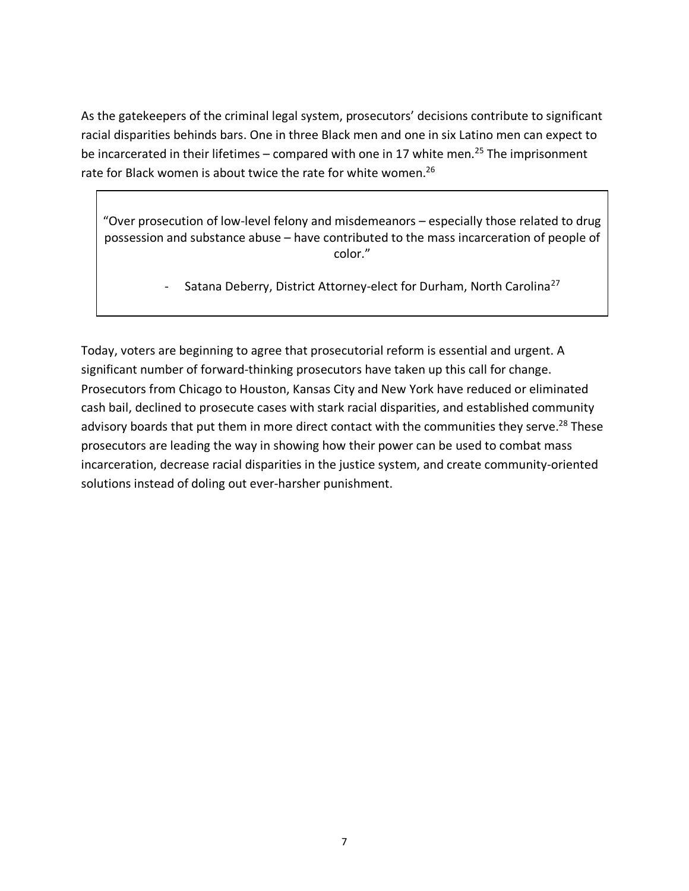As the gatekeepers of the criminal legal system, prosecutors' decisions contribute to significant racial disparities behinds bars. One in three Black men and one in six Latino men can expect to be incarcerated in their lifetimes – compared with one in 17 white men.[25] The imprisonment rate for Black women is about twice the rate for white women.[26]

> "Over prosecution of low-level felony and misdemeanors – especially those related to drug possession and substance abuse – have contributed to the mass incarceration of people of color."
>
> - Satana Deberry, District Attorney-elect for Durham, North Carolina[27]

Today, voters are beginning to agree that prosecutorial reform is essential and urgent. A significant number of forward-thinking prosecutors have taken up this call for change. Prosecutors from Chicago to Houston, Kansas City and New York have reduced or eliminated cash bail, declined to prosecute cases with stark racial disparities, and established community advisory boards that put them in more direct contact with the communities they serve.[28] These prosecutors are leading the way in showing how their power can be used to combat mass incarceration, decrease racial disparities in the justice system, and create community-oriented solutions instead of doling out ever-harsher punishment.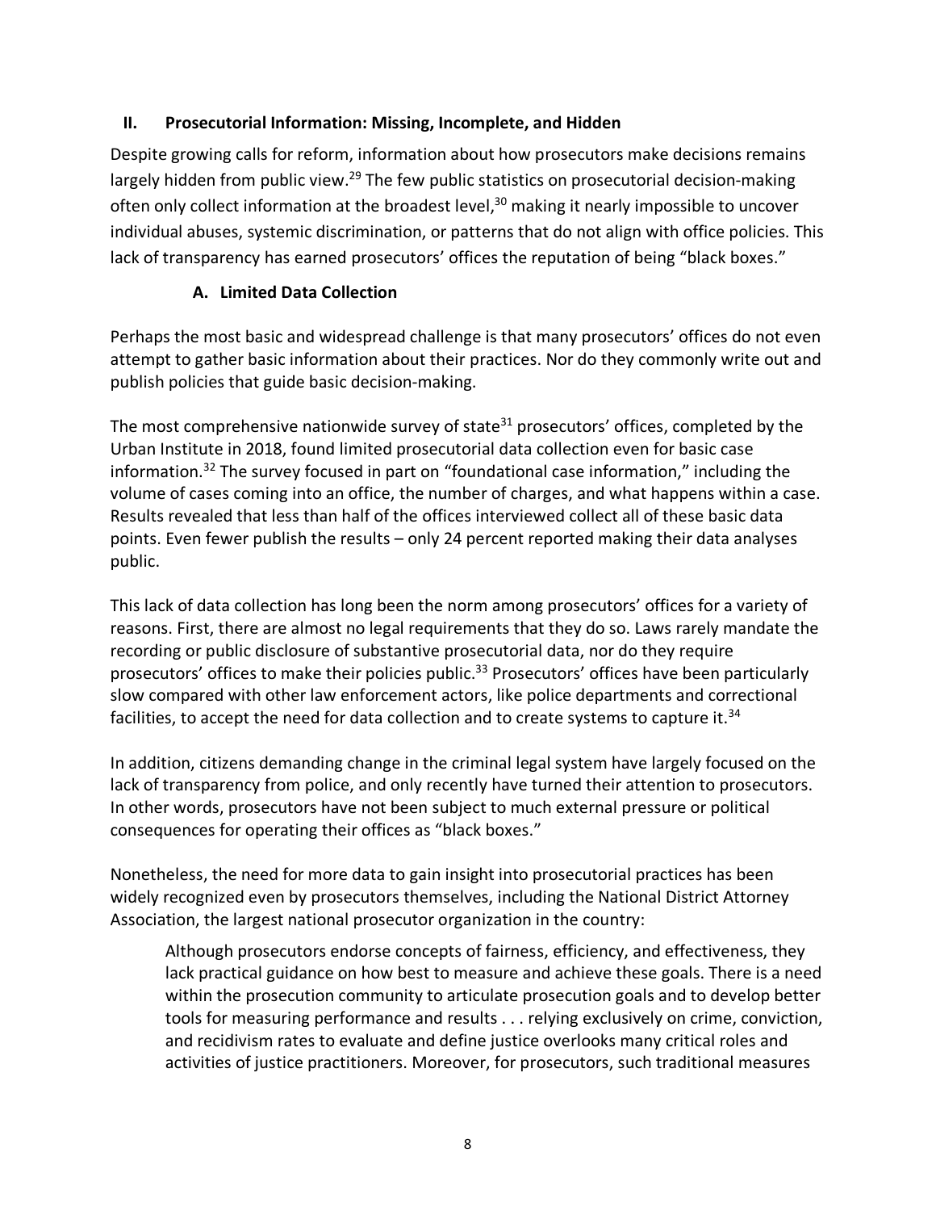## II. Prosecutorial Information: Missing, Incomplete, and Hidden

Despite growing calls for reform, information about how prosecutors make decisions remains largely hidden from public view.[29] The few public statistics on prosecutorial decision-making often only collect information at the broadest level,[30] making it nearly impossible to uncover individual abuses, systemic discrimination, or patterns that do not align with office policies. This lack of transparency has earned prosecutors' offices the reputation of being "black boxes."

### A. Limited Data Collection

Perhaps the most basic and widespread challenge is that many prosecutors' offices do not even attempt to gather basic information about their practices. Nor do they commonly write out and publish policies that guide basic decision-making.

The most comprehensive nationwide survey of state[31] prosecutors' offices, completed by the Urban Institute in 2018, found limited prosecutorial data collection even for basic case information.[32] The survey focused in part on "foundational case information," including the volume of cases coming into an office, the number of charges, and what happens within a case. Results revealed that less than half of the offices interviewed collect all of these basic data points. Even fewer publish the results – only 24 percent reported making their data analyses public.

This lack of data collection has long been the norm among prosecutors' offices for a variety of reasons. First, there are almost no legal requirements that they do so. Laws rarely mandate the recording or public disclosure of substantive prosecutorial data, nor do they require prosecutors' offices to make their policies public.[33] Prosecutors' offices have been particularly slow compared with other law enforcement actors, like police departments and correctional facilities, to accept the need for data collection and to create systems to capture it.[34]

In addition, citizens demanding change in the criminal legal system have largely focused on the lack of transparency from police, and only recently have turned their attention to prosecutors. In other words, prosecutors have not been subject to much external pressure or political consequences for operating their offices as "black boxes."

Nonetheless, the need for more data to gain insight into prosecutorial practices has been widely recognized even by prosecutors themselves, including the National District Attorney Association, the largest national prosecutor organization in the country:

> Although prosecutors endorse concepts of fairness, efficiency, and effectiveness, they lack practical guidance on how best to measure and achieve these goals. There is a need within the prosecution community to articulate prosecution goals and to develop better tools for measuring performance and results . . . relying exclusively on crime, conviction, and recidivism rates to evaluate and define justice overlooks many critical roles and activities of justice practitioners. Moreover, for prosecutors, such traditional measures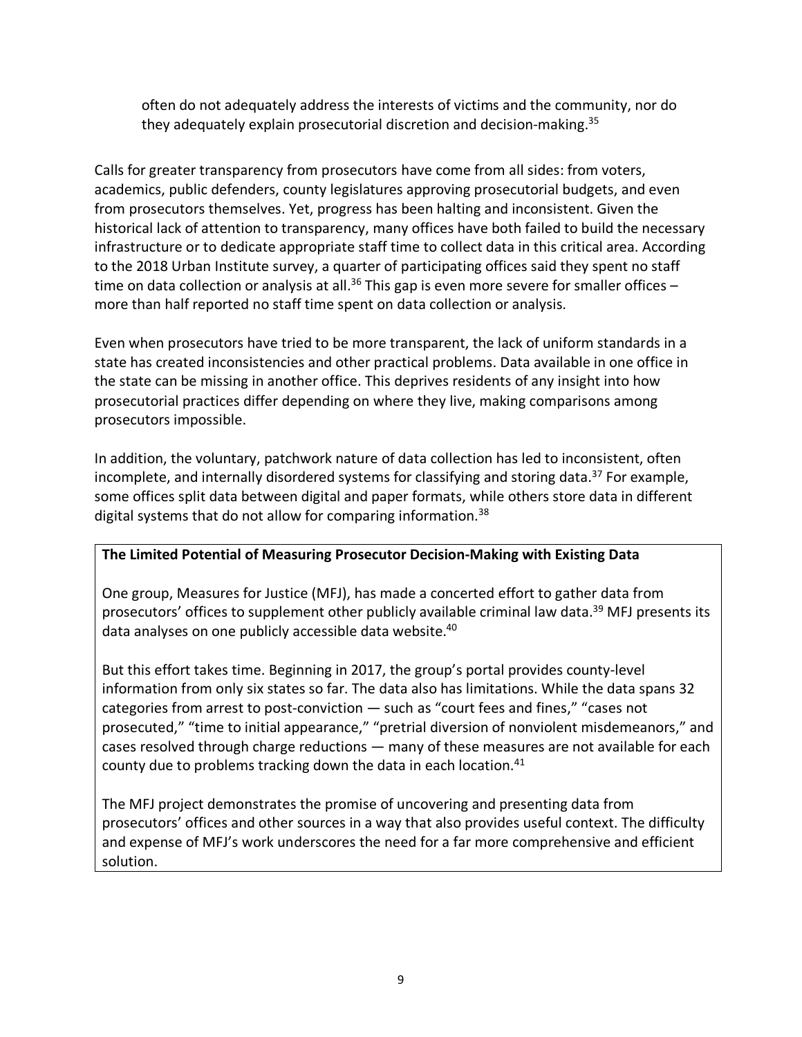often do not adequately address the interests of victims and the community, nor do they adequately explain prosecutorial discretion and decision-making.[35]

Calls for greater transparency from prosecutors have come from all sides: from voters, academics, public defenders, county legislatures approving prosecutorial budgets, and even from prosecutors themselves. Yet, progress has been halting and inconsistent. Given the historical lack of attention to transparency, many offices have both failed to build the necessary infrastructure or to dedicate appropriate staff time to collect data in this critical area. According to the 2018 Urban Institute survey, a quarter of participating offices said they spent no staff time on data collection or analysis at all.[36] This gap is even more severe for smaller offices – more than half reported no staff time spent on data collection or analysis.

Even when prosecutors have tried to be more transparent, the lack of uniform standards in a state has created inconsistencies and other practical problems. Data available in one office in the state can be missing in another office. This deprives residents of any insight into how prosecutorial practices differ depending on where they live, making comparisons among prosecutors impossible.

In addition, the voluntary, patchwork nature of data collection has led to inconsistent, often incomplete, and internally disordered systems for classifying and storing data.[37] For example, some offices split data between digital and paper formats, while others store data in different digital systems that do not allow for comparing information.[38]

**The Limited Potential of Measuring Prosecutor Decision-Making with Existing Data**

One group, Measures for Justice (MFJ), has made a concerted effort to gather data from prosecutors' offices to supplement other publicly available criminal law data.[39] MFJ presents its data analyses on one publicly accessible data website.[40]

But this effort takes time. Beginning in 2017, the group's portal provides county-level information from only six states so far. The data also has limitations. While the data spans 32 categories from arrest to post-conviction — such as "court fees and fines," "cases not prosecuted," "time to initial appearance," "pretrial diversion of nonviolent misdemeanors," and cases resolved through charge reductions — many of these measures are not available for each county due to problems tracking down the data in each location.[41]

The MFJ project demonstrates the promise of uncovering and presenting data from prosecutors' offices and other sources in a way that also provides useful context. The difficulty and expense of MFJ's work underscores the need for a far more comprehensive and efficient solution.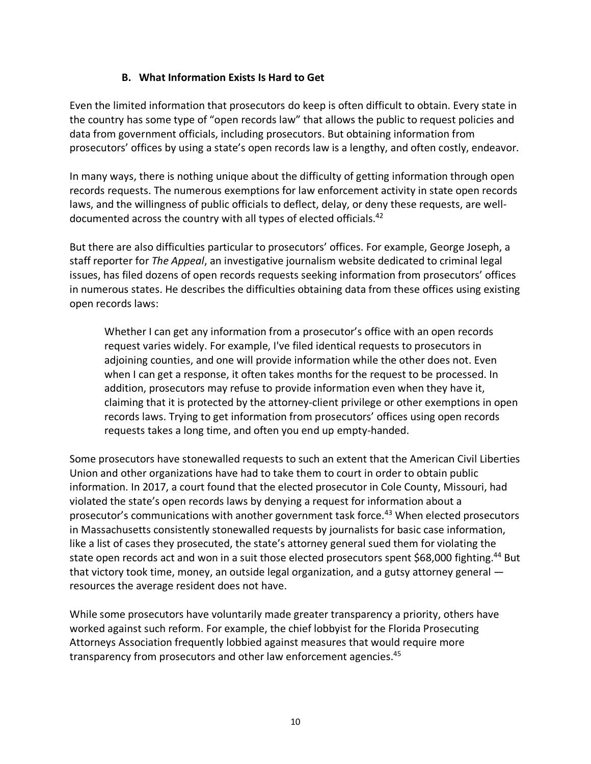### B. What Information Exists Is Hard to Get

Even the limited information that prosecutors do keep is often difficult to obtain. Every state in the country has some type of "open records law" that allows the public to request policies and data from government officials, including prosecutors. But obtaining information from prosecutors' offices by using a state's open records law is a lengthy, and often costly, endeavor.

In many ways, there is nothing unique about the difficulty of getting information through open records requests. The numerous exemptions for law enforcement activity in state open records laws, and the willingness of public officials to deflect, delay, or deny these requests, are well-documented across the country with all types of elected officials.[42]

But there are also difficulties particular to prosecutors' offices. For example, George Joseph, a staff reporter for *The Appeal*, an investigative journalism website dedicated to criminal legal issues, has filed dozens of open records requests seeking information from prosecutors' offices in numerous states. He describes the difficulties obtaining data from these offices using existing open records laws:

> Whether I can get any information from a prosecutor's office with an open records request varies widely. For example, I've filed identical requests to prosecutors in adjoining counties, and one will provide information while the other does not. Even when I can get a response, it often takes months for the request to be processed. In addition, prosecutors may refuse to provide information even when they have it, claiming that it is protected by the attorney-client privilege or other exemptions in open records laws. Trying to get information from prosecutors' offices using open records requests takes a long time, and often you end up empty-handed.

Some prosecutors have stonewalled requests to such an extent that the American Civil Liberties Union and other organizations have had to take them to court in order to obtain public information. In 2017, a court found that the elected prosecutor in Cole County, Missouri, had violated the state's open records laws by denying a request for information about a prosecutor's communications with another government task force.[43] When elected prosecutors in Massachusetts consistently stonewalled requests by journalists for basic case information, like a list of cases they prosecuted, the state's attorney general sued them for violating the state open records act and won in a suit those elected prosecutors spent $68,000 fighting.[44] But that victory took time, money, an outside legal organization, and a gutsy attorney general — resources the average resident does not have.

While some prosecutors have voluntarily made greater transparency a priority, others have worked against such reform. For example, the chief lobbyist for the Florida Prosecuting Attorneys Association frequently lobbied against measures that would require more transparency from prosecutors and other law enforcement agencies.[45]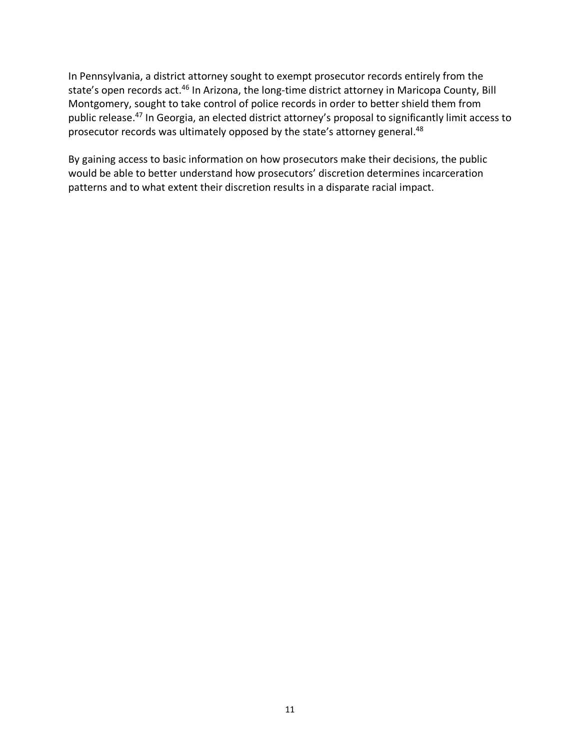In Pennsylvania, a district attorney sought to exempt prosecutor records entirely from the state's open records act.[46] In Arizona, the long-time district attorney in Maricopa County, Bill Montgomery, sought to take control of police records in order to better shield them from public release.[47] In Georgia, an elected district attorney's proposal to significantly limit access to prosecutor records was ultimately opposed by the state's attorney general.[48]

By gaining access to basic information on how prosecutors make their decisions, the public would be able to better understand how prosecutors' discretion determines incarceration patterns and to what extent their discretion results in a disparate racial impact.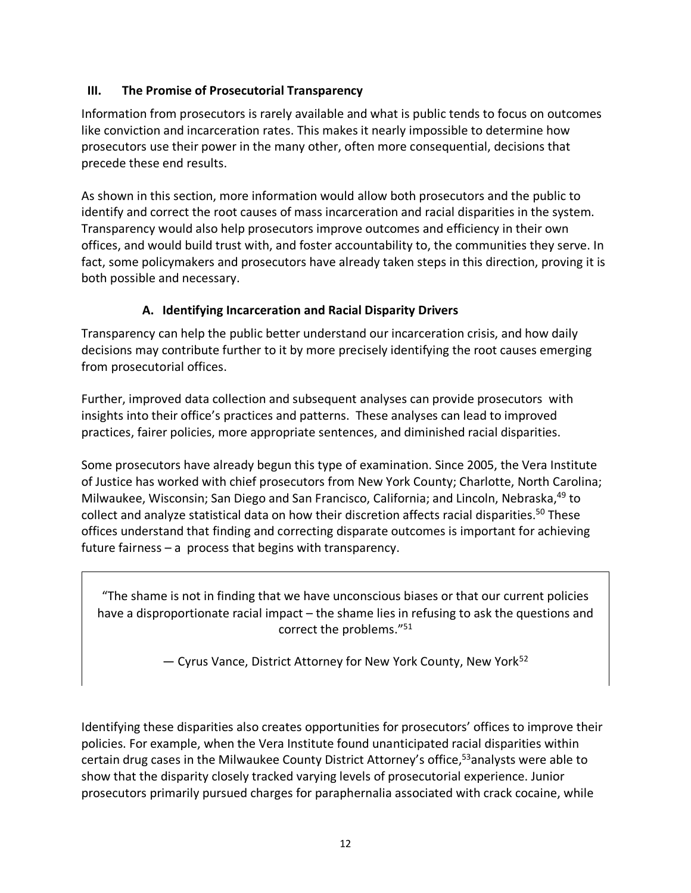## III. The Promise of Prosecutorial Transparency

Information from prosecutors is rarely available and what is public tends to focus on outcomes like conviction and incarceration rates. This makes it nearly impossible to determine how prosecutors use their power in the many other, often more consequential, decisions that precede these end results.

As shown in this section, more information would allow both prosecutors and the public to identify and correct the root causes of mass incarceration and racial disparities in the system. Transparency would also help prosecutors improve outcomes and efficiency in their own offices, and would build trust with, and foster accountability to, the communities they serve. In fact, some policymakers and prosecutors have already taken steps in this direction, proving it is both possible and necessary.

### A. Identifying Incarceration and Racial Disparity Drivers

Transparency can help the public better understand our incarceration crisis, and how daily decisions may contribute further to it by more precisely identifying the root causes emerging from prosecutorial offices.

Further, improved data collection and subsequent analyses can provide prosecutors with insights into their office's practices and patterns. These analyses can lead to improved practices, fairer policies, more appropriate sentences, and diminished racial disparities.

Some prosecutors have already begun this type of examination. Since 2005, the Vera Institute of Justice has worked with chief prosecutors from New York County; Charlotte, North Carolina; Milwaukee, Wisconsin; San Diego and San Francisco, California; and Lincoln, Nebraska,[49] to collect and analyze statistical data on how their discretion affects racial disparities.[50] These offices understand that finding and correcting disparate outcomes is important for achieving future fairness – a process that begins with transparency.

> "The shame is not in finding that we have unconscious biases or that our current policies have a disproportionate racial impact – the shame lies in refusing to ask the questions and correct the problems."[51]
>
> — Cyrus Vance, District Attorney for New York County, New York[52]

Identifying these disparities also creates opportunities for prosecutors' offices to improve their policies. For example, when the Vera Institute found unanticipated racial disparities within certain drug cases in the Milwaukee County District Attorney's office,[53] analysts were able to show that the disparity closely tracked varying levels of prosecutorial experience. Junior prosecutors primarily pursued charges for paraphernalia associated with crack cocaine, while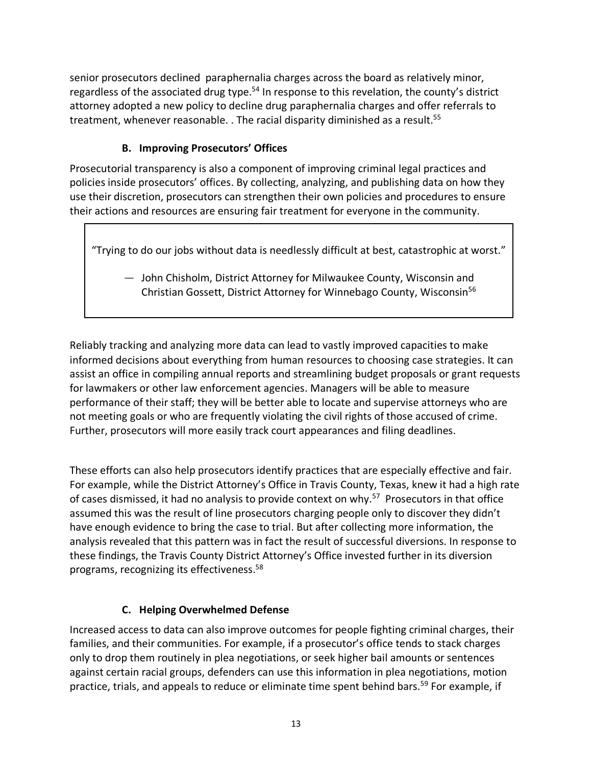senior prosecutors declined  paraphernalia charges across the board as relatively minor, regardless of the associated drug type.[54] In response to this revelation, the county's district attorney adopted a new policy to decline drug paraphernalia charges and offer referrals to treatment, whenever reasonable. . The racial disparity diminished as a result.[55]

### B. Improving Prosecutors' Offices

Prosecutorial transparency is also a component of improving criminal legal practices and policies inside prosecutors' offices. By collecting, analyzing, and publishing data on how they use their discretion, prosecutors can strengthen their own policies and procedures to ensure their actions and resources are ensuring fair treatment for everyone in the community.

> "Trying to do our jobs without data is needlessly difficult at best, catastrophic at worst."
>
> — John Chisholm, District Attorney for Milwaukee County, Wisconsin and Christian Gossett, District Attorney for Winnebago County, Wisconsin[56]

Reliably tracking and analyzing more data can lead to vastly improved capacities to make informed decisions about everything from human resources to choosing case strategies. It can assist an office in compiling annual reports and streamlining budget proposals or grant requests for lawmakers or other law enforcement agencies. Managers will be able to measure performance of their staff; they will be better able to locate and supervise attorneys who are not meeting goals or who are frequently violating the civil rights of those accused of crime. Further, prosecutors will more easily track court appearances and filing deadlines.

These efforts can also help prosecutors identify practices that are especially effective and fair. For example, while the District Attorney's Office in Travis County, Texas, knew it had a high rate of cases dismissed, it had no analysis to provide context on why.[57] Prosecutors in that office assumed this was the result of line prosecutors charging people only to discover they didn't have enough evidence to bring the case to trial. But after collecting more information, the analysis revealed that this pattern was in fact the result of successful diversions. In response to these findings, the Travis County District Attorney's Office invested further in its diversion programs, recognizing its effectiveness.[58]

### C. Helping Overwhelmed Defense

Increased access to data can also improve outcomes for people fighting criminal charges, their families, and their communities. For example, if a prosecutor's office tends to stack charges only to drop them routinely in plea negotiations, or seek higher bail amounts or sentences against certain racial groups, defenders can use this information in plea negotiations, motion practice, trials, and appeals to reduce or eliminate time spent behind bars.[59] For example, if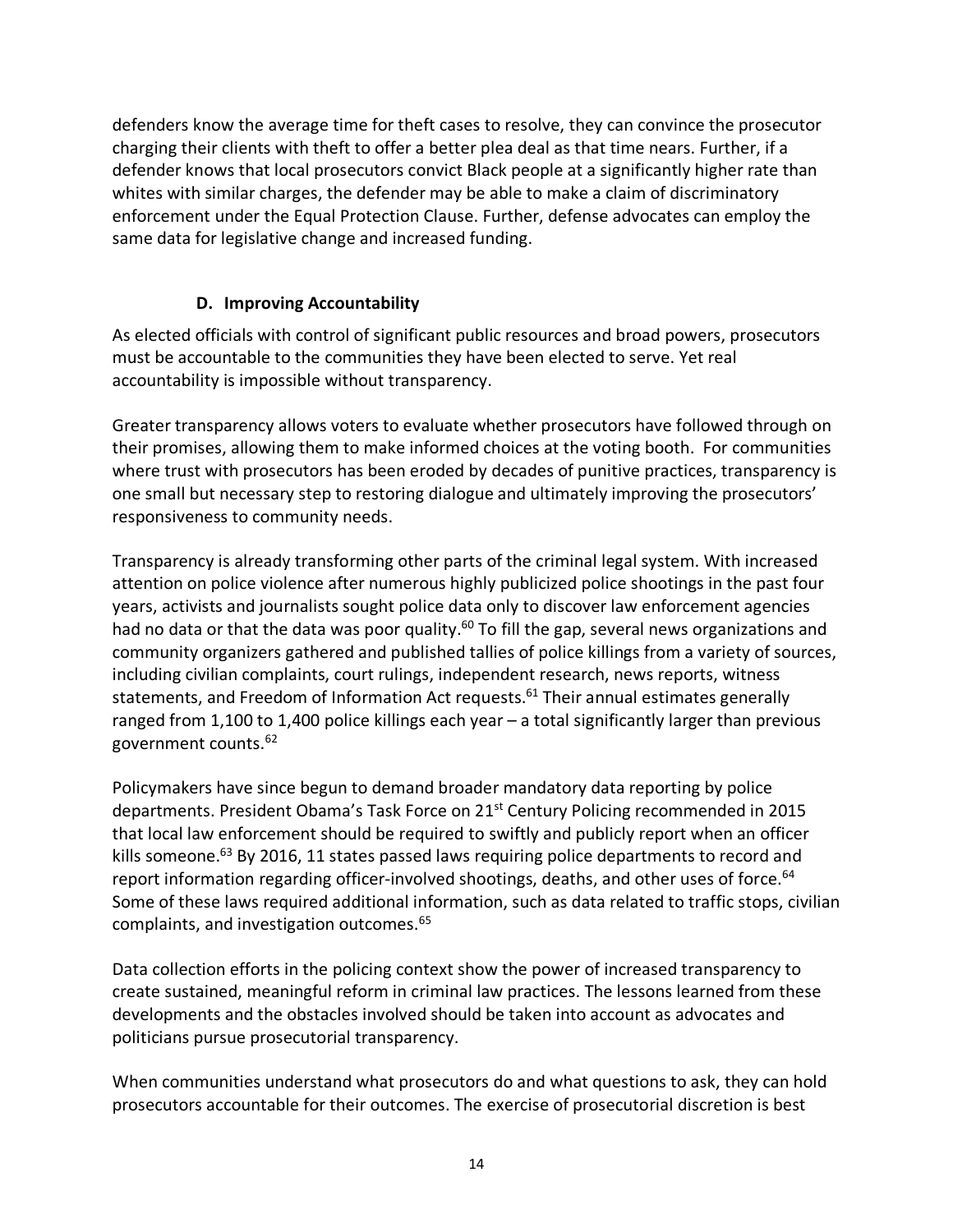defenders know the average time for theft cases to resolve, they can convince the prosecutor charging their clients with theft to offer a better plea deal as that time nears. Further, if a defender knows that local prosecutors convict Black people at a significantly higher rate than whites with similar charges, the defender may be able to make a claim of discriminatory enforcement under the Equal Protection Clause. Further, defense advocates can employ the same data for legislative change and increased funding.

### D. Improving Accountability

As elected officials with control of significant public resources and broad powers, prosecutors must be accountable to the communities they have been elected to serve. Yet real accountability is impossible without transparency.

Greater transparency allows voters to evaluate whether prosecutors have followed through on their promises, allowing them to make informed choices at the voting booth. For communities where trust with prosecutors has been eroded by decades of punitive practices, transparency is one small but necessary step to restoring dialogue and ultimately improving the prosecutors' responsiveness to community needs.

Transparency is already transforming other parts of the criminal legal system. With increased attention on police violence after numerous highly publicized police shootings in the past four years, activists and journalists sought police data only to discover law enforcement agencies had no data or that the data was poor quality.[60] To fill the gap, several news organizations and community organizers gathered and published tallies of police killings from a variety of sources, including civilian complaints, court rulings, independent research, news reports, witness statements, and Freedom of Information Act requests.[61] Their annual estimates generally ranged from 1,100 to 1,400 police killings each year – a total significantly larger than previous government counts.[62]

Policymakers have since begun to demand broader mandatory data reporting by police departments. President Obama's Task Force on 21st Century Policing recommended in 2015 that local law enforcement should be required to swiftly and publicly report when an officer kills someone.[63] By 2016, 11 states passed laws requiring police departments to record and report information regarding officer-involved shootings, deaths, and other uses of force.[64] Some of these laws required additional information, such as data related to traffic stops, civilian complaints, and investigation outcomes.[65]

Data collection efforts in the policing context show the power of increased transparency to create sustained, meaningful reform in criminal law practices. The lessons learned from these developments and the obstacles involved should be taken into account as advocates and politicians pursue prosecutorial transparency.

When communities understand what prosecutors do and what questions to ask, they can hold prosecutors accountable for their outcomes. The exercise of prosecutorial discretion is best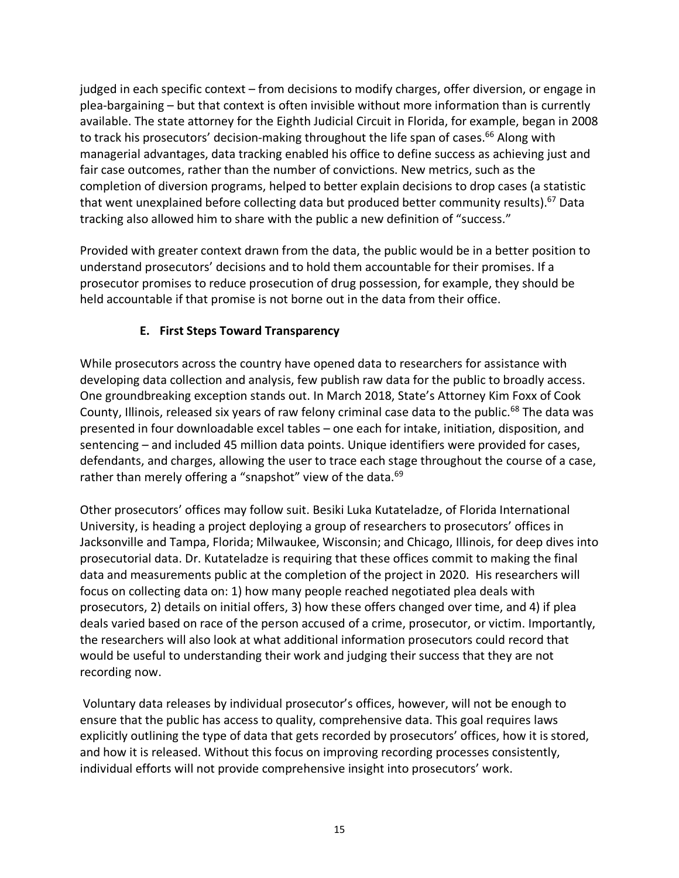judged in each specific context – from decisions to modify charges, offer diversion, or engage in plea-bargaining – but that context is often invisible without more information than is currently available. The state attorney for the Eighth Judicial Circuit in Florida, for example, began in 2008 to track his prosecutors' decision-making throughout the life span of cases.[66] Along with managerial advantages, data tracking enabled his office to define success as achieving just and fair case outcomes, rather than the number of convictions. New metrics, such as the completion of diversion programs, helped to better explain decisions to drop cases (a statistic that went unexplained before collecting data but produced better community results).[67] Data tracking also allowed him to share with the public a new definition of "success."

Provided with greater context drawn from the data, the public would be in a better position to understand prosecutors' decisions and to hold them accountable for their promises. If a prosecutor promises to reduce prosecution of drug possession, for example, they should be held accountable if that promise is not borne out in the data from their office.

### E. First Steps Toward Transparency

While prosecutors across the country have opened data to researchers for assistance with developing data collection and analysis, few publish raw data for the public to broadly access. One groundbreaking exception stands out. In March 2018, State's Attorney Kim Foxx of Cook County, Illinois, released six years of raw felony criminal case data to the public.[68] The data was presented in four downloadable excel tables – one each for intake, initiation, disposition, and sentencing – and included 45 million data points. Unique identifiers were provided for cases, defendants, and charges, allowing the user to trace each stage throughout the course of a case, rather than merely offering a "snapshot" view of the data.[69]

Other prosecutors' offices may follow suit. Besiki Luka Kutateladze, of Florida International University, is heading a project deploying a group of researchers to prosecutors' offices in Jacksonville and Tampa, Florida; Milwaukee, Wisconsin; and Chicago, Illinois, for deep dives into prosecutorial data. Dr. Kutateladze is requiring that these offices commit to making the final data and measurements public at the completion of the project in 2020. His researchers will focus on collecting data on: 1) how many people reached negotiated plea deals with prosecutors, 2) details on initial offers, 3) how these offers changed over time, and 4) if plea deals varied based on race of the person accused of a crime, prosecutor, or victim. Importantly, the researchers will also look at what additional information prosecutors could record that would be useful to understanding their work and judging their success that they are not recording now.

Voluntary data releases by individual prosecutor's offices, however, will not be enough to ensure that the public has access to quality, comprehensive data. This goal requires laws explicitly outlining the type of data that gets recorded by prosecutors' offices, how it is stored, and how it is released. Without this focus on improving recording processes consistently, individual efforts will not provide comprehensive insight into prosecutors' work.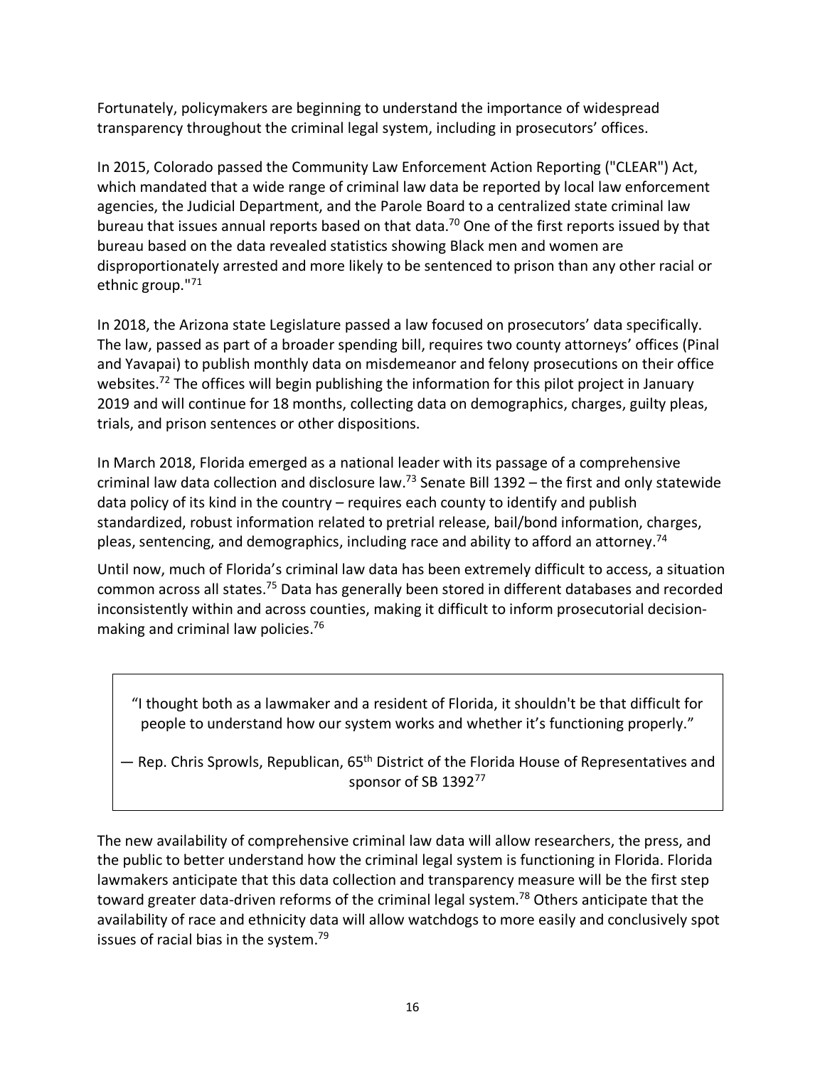Fortunately, policymakers are beginning to understand the importance of widespread transparency throughout the criminal legal system, including in prosecutors' offices.

In 2015, Colorado passed the Community Law Enforcement Action Reporting ("CLEAR") Act, which mandated that a wide range of criminal law data be reported by local law enforcement agencies, the Judicial Department, and the Parole Board to a centralized state criminal law bureau that issues annual reports based on that data.[70] One of the first reports issued by that bureau based on the data revealed statistics showing Black men and women are disproportionately arrested and more likely to be sentenced to prison than any other racial or ethnic group."[71]

In 2018, the Arizona state Legislature passed a law focused on prosecutors' data specifically. The law, passed as part of a broader spending bill, requires two county attorneys' offices (Pinal and Yavapai) to publish monthly data on misdemeanor and felony prosecutions on their office websites.[72] The offices will begin publishing the information for this pilot project in January 2019 and will continue for 18 months, collecting data on demographics, charges, guilty pleas, trials, and prison sentences or other dispositions.

In March 2018, Florida emerged as a national leader with its passage of a comprehensive criminal law data collection and disclosure law.[73] Senate Bill 1392 – the first and only statewide data policy of its kind in the country – requires each county to identify and publish standardized, robust information related to pretrial release, bail/bond information, charges, pleas, sentencing, and demographics, including race and ability to afford an attorney.[74]

Until now, much of Florida's criminal law data has been extremely difficult to access, a situation common across all states.[75] Data has generally been stored in different databases and recorded inconsistently within and across counties, making it difficult to inform prosecutorial decision-making and criminal law policies.[76]

> "I thought both as a lawmaker and a resident of Florida, it shouldn't be that difficult for people to understand how our system works and whether it's functioning properly."
>
> — Rep. Chris Sprowls, Republican, 65th District of the Florida House of Representatives and sponsor of SB 1392[77]

The new availability of comprehensive criminal law data will allow researchers, the press, and the public to better understand how the criminal legal system is functioning in Florida. Florida lawmakers anticipate that this data collection and transparency measure will be the first step toward greater data-driven reforms of the criminal legal system.[78] Others anticipate that the availability of race and ethnicity data will allow watchdogs to more easily and conclusively spot issues of racial bias in the system.[79]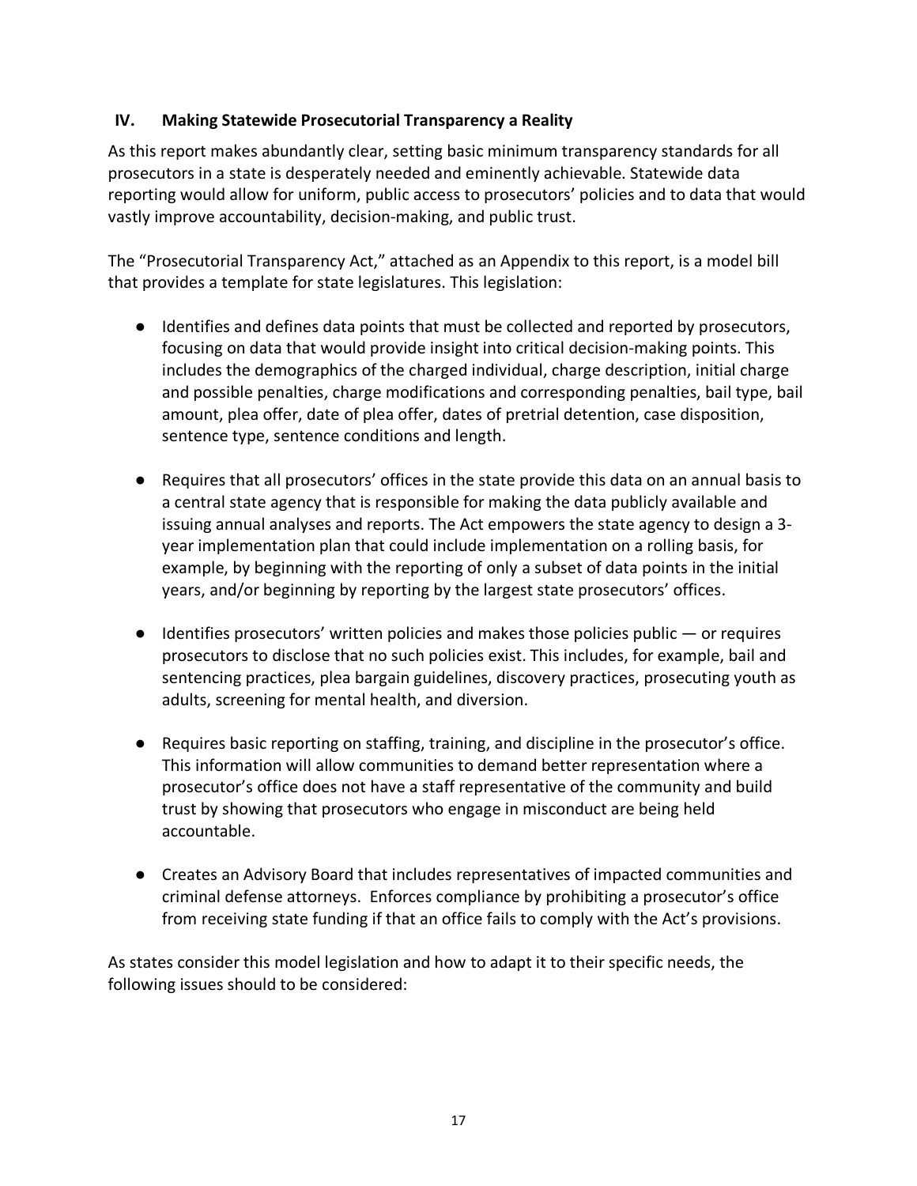## IV. Making Statewide Prosecutorial Transparency a Reality

As this report makes abundantly clear, setting basic minimum transparency standards for all prosecutors in a state is desperately needed and eminently achievable. Statewide data reporting would allow for uniform, public access to prosecutors' policies and to data that would vastly improve accountability, decision-making, and public trust.

The "Prosecutorial Transparency Act," attached as an Appendix to this report, is a model bill that provides a template for state legislatures. This legislation:

- Identifies and defines data points that must be collected and reported by prosecutors, focusing on data that would provide insight into critical decision-making points. This includes the demographics of the charged individual, charge description, initial charge and possible penalties, charge modifications and corresponding penalties, bail type, bail amount, plea offer, date of plea offer, dates of pretrial detention, case disposition, sentence type, sentence conditions and length.

- Requires that all prosecutors' offices in the state provide this data on an annual basis to a central state agency that is responsible for making the data publicly available and issuing annual analyses and reports. The Act empowers the state agency to design a 3-year implementation plan that could include implementation on a rolling basis, for example, by beginning with the reporting of only a subset of data points in the initial years, and/or beginning by reporting by the largest state prosecutors' offices.

- Identifies prosecutors' written policies and makes those policies public — or requires prosecutors to disclose that no such policies exist. This includes, for example, bail and sentencing practices, plea bargain guidelines, discovery practices, prosecuting youth as adults, screening for mental health, and diversion.

- Requires basic reporting on staffing, training, and discipline in the prosecutor's office. This information will allow communities to demand better representation where a prosecutor's office does not have a staff representative of the community and build trust by showing that prosecutors who engage in misconduct are being held accountable.

- Creates an Advisory Board that includes representatives of impacted communities and criminal defense attorneys. Enforces compliance by prohibiting a prosecutor's office from receiving state funding if that an office fails to comply with the Act's provisions.

As states consider this model legislation and how to adapt it to their specific needs, the following issues should to be considered: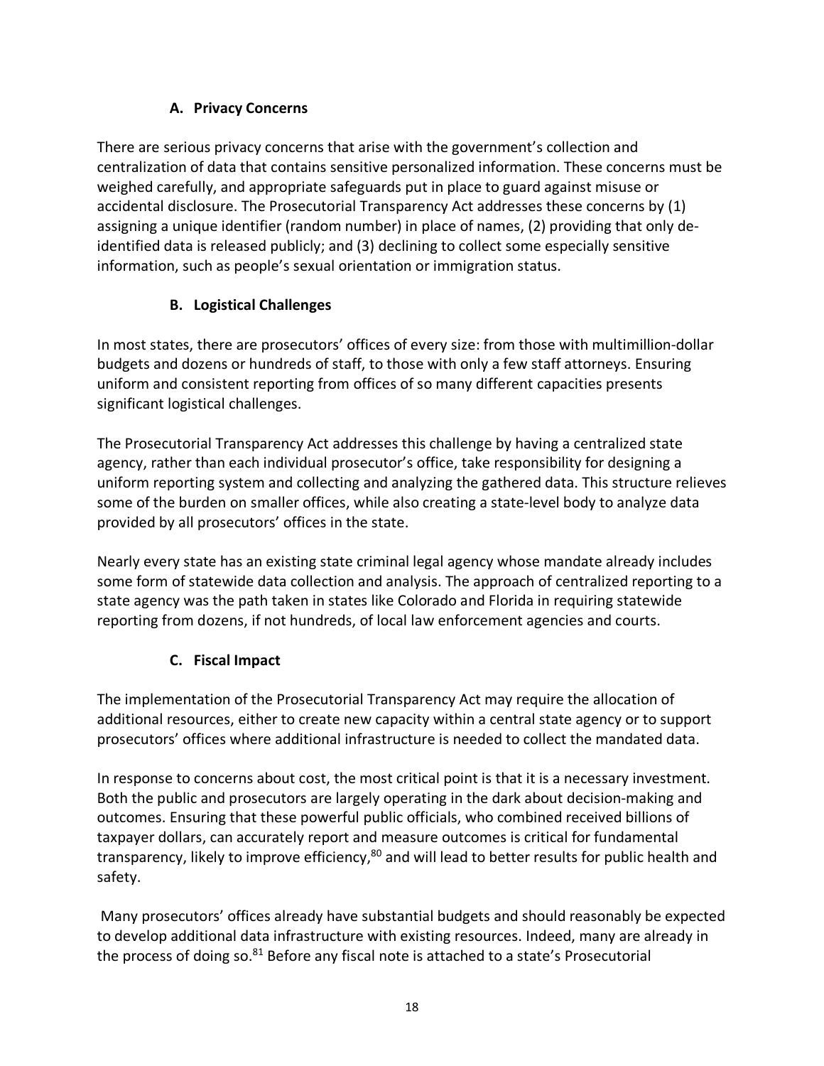### A. Privacy Concerns

There are serious privacy concerns that arise with the government's collection and centralization of data that contains sensitive personalized information. These concerns must be weighed carefully, and appropriate safeguards put in place to guard against misuse or accidental disclosure. The Prosecutorial Transparency Act addresses these concerns by (1) assigning a unique identifier (random number) in place of names, (2) providing that only de-identified data is released publicly; and (3) declining to collect some especially sensitive information, such as people's sexual orientation or immigration status.

### B. Logistical Challenges

In most states, there are prosecutors' offices of every size: from those with multimillion-dollar budgets and dozens or hundreds of staff, to those with only a few staff attorneys. Ensuring uniform and consistent reporting from offices of so many different capacities presents significant logistical challenges.

The Prosecutorial Transparency Act addresses this challenge by having a centralized state agency, rather than each individual prosecutor's office, take responsibility for designing a uniform reporting system and collecting and analyzing the gathered data. This structure relieves some of the burden on smaller offices, while also creating a state-level body to analyze data provided by all prosecutors' offices in the state.

Nearly every state has an existing state criminal legal agency whose mandate already includes some form of statewide data collection and analysis. The approach of centralized reporting to a state agency was the path taken in states like Colorado and Florida in requiring statewide reporting from dozens, if not hundreds, of local law enforcement agencies and courts.

### C. Fiscal Impact

The implementation of the Prosecutorial Transparency Act may require the allocation of additional resources, either to create new capacity within a central state agency or to support prosecutors' offices where additional infrastructure is needed to collect the mandated data.

In response to concerns about cost, the most critical point is that it is a necessary investment. Both the public and prosecutors are largely operating in the dark about decision-making and outcomes. Ensuring that these powerful public officials, who combined received billions of taxpayer dollars, can accurately report and measure outcomes is critical for fundamental transparency, likely to improve efficiency,[80] and will lead to better results for public health and safety.

Many prosecutors' offices already have substantial budgets and should reasonably be expected to develop additional data infrastructure with existing resources. Indeed, many are already in the process of doing so.[81] Before any fiscal note is attached to a state's Prosecutorial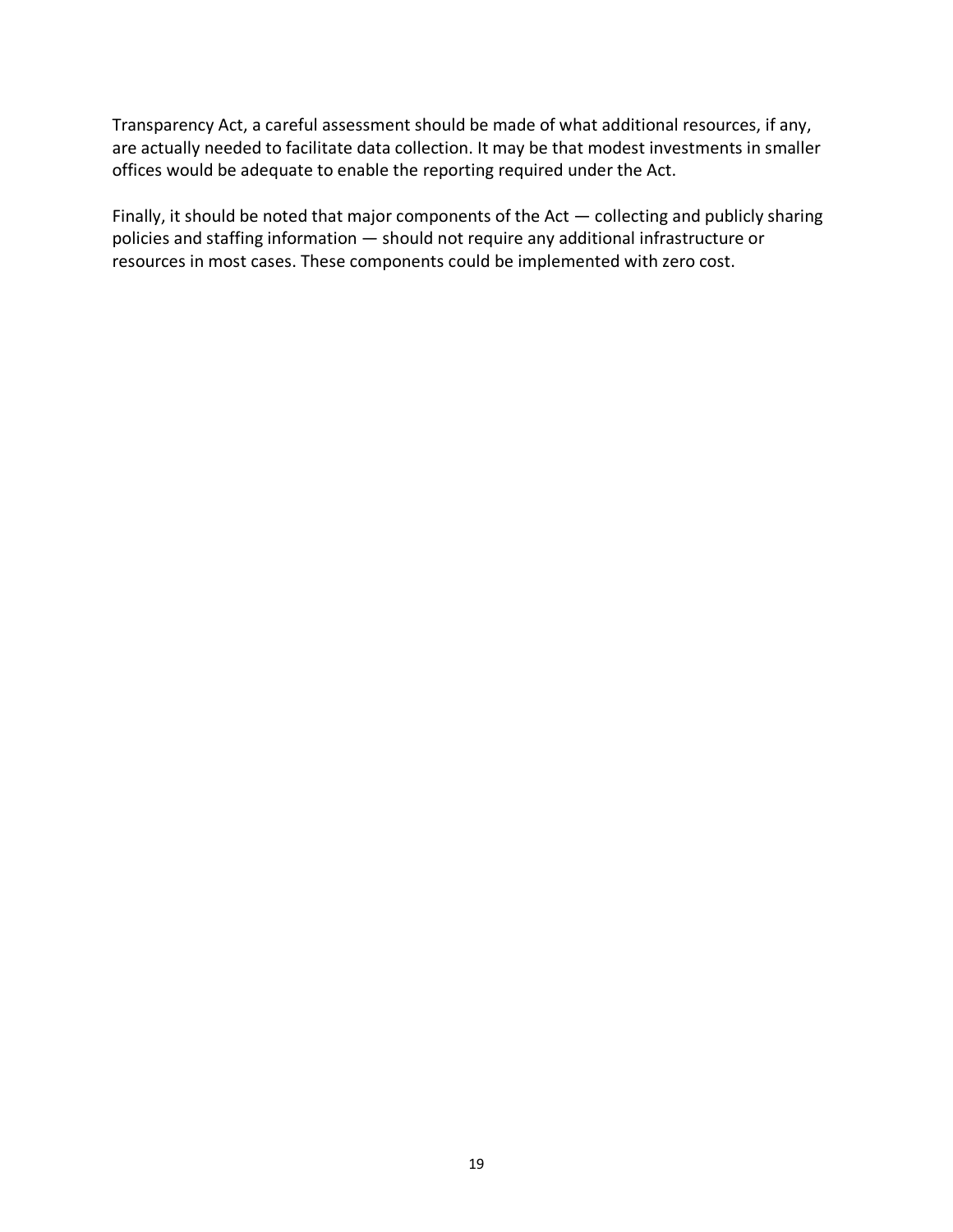Transparency Act, a careful assessment should be made of what additional resources, if any, are actually needed to facilitate data collection. It may be that modest investments in smaller offices would be adequate to enable the reporting required under the Act.

Finally, it should be noted that major components of the Act — collecting and publicly sharing policies and staffing information — should not require any additional infrastructure or resources in most cases. These components could be implemented with zero cost.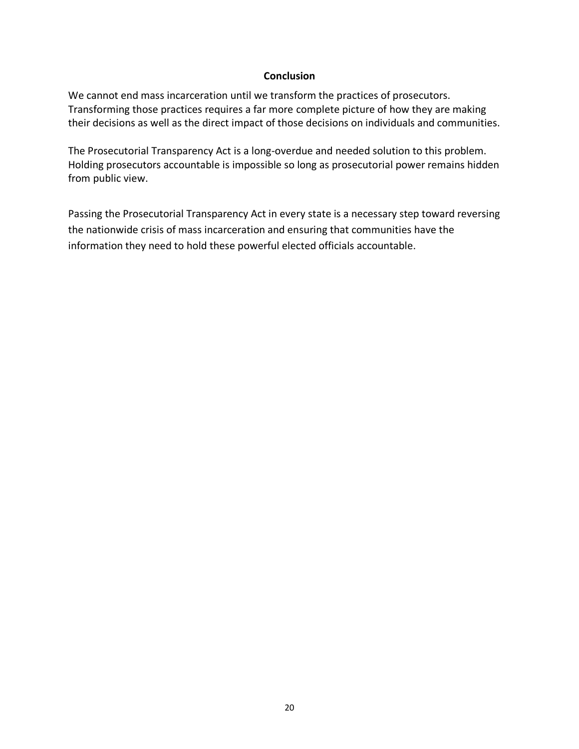## Conclusion

We cannot end mass incarceration until we transform the practices of prosecutors. Transforming those practices requires a far more complete picture of how they are making their decisions as well as the direct impact of those decisions on individuals and communities.

The Prosecutorial Transparency Act is a long-overdue and needed solution to this problem. Holding prosecutors accountable is impossible so long as prosecutorial power remains hidden from public view.

Passing the Prosecutorial Transparency Act in every state is a necessary step toward reversing the nationwide crisis of mass incarceration and ensuring that communities have the information they need to hold these powerful elected officials accountable.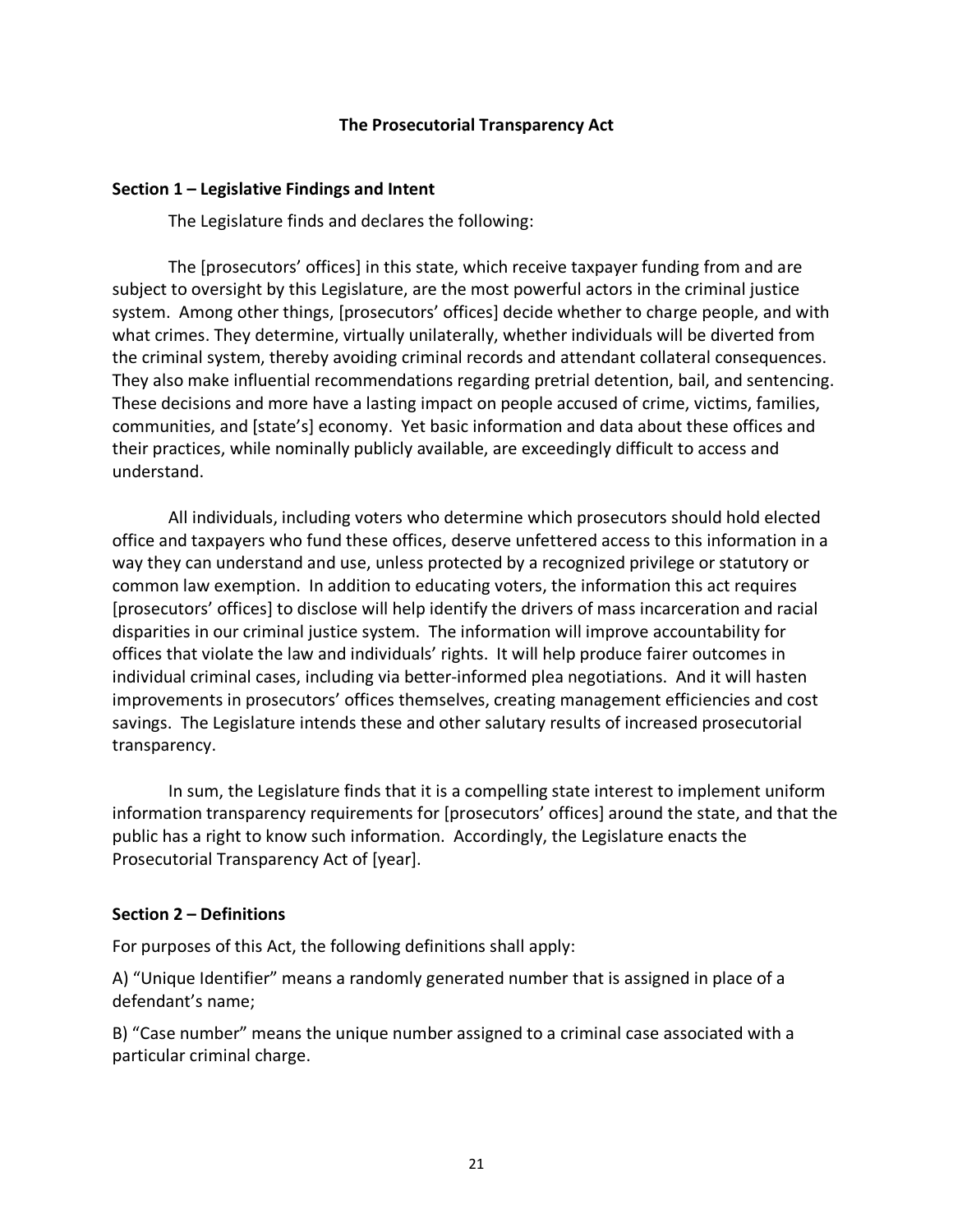# The Prosecutorial Transparency Act

## Section 1 – Legislative Findings and Intent

The Legislature finds and declares the following:

The [prosecutors' offices] in this state, which receive taxpayer funding from and are subject to oversight by this Legislature, are the most powerful actors in the criminal justice system. Among other things, [prosecutors' offices] decide whether to charge people, and with what crimes. They determine, virtually unilaterally, whether individuals will be diverted from the criminal system, thereby avoiding criminal records and attendant collateral consequences. They also make influential recommendations regarding pretrial detention, bail, and sentencing. These decisions and more have a lasting impact on people accused of crime, victims, families, communities, and [state's] economy. Yet basic information and data about these offices and their practices, while nominally publicly available, are exceedingly difficult to access and understand.

All individuals, including voters who determine which prosecutors should hold elected office and taxpayers who fund these offices, deserve unfettered access to this information in a way they can understand and use, unless protected by a recognized privilege or statutory or common law exemption. In addition to educating voters, the information this act requires [prosecutors' offices] to disclose will help identify the drivers of mass incarceration and racial disparities in our criminal justice system. The information will improve accountability for offices that violate the law and individuals' rights. It will help produce fairer outcomes in individual criminal cases, including via better-informed plea negotiations. And it will hasten improvements in prosecutors' offices themselves, creating management efficiencies and cost savings. The Legislature intends these and other salutary results of increased prosecutorial transparency.

In sum, the Legislature finds that it is a compelling state interest to implement uniform information transparency requirements for [prosecutors' offices] around the state, and that the public has a right to know such information. Accordingly, the Legislature enacts the Prosecutorial Transparency Act of [year].

## Section 2 – Definitions

For purposes of this Act, the following definitions shall apply:

A) "Unique Identifier" means a randomly generated number that is assigned in place of a defendant's name;

B) "Case number" means the unique number assigned to a criminal case associated with a particular criminal charge.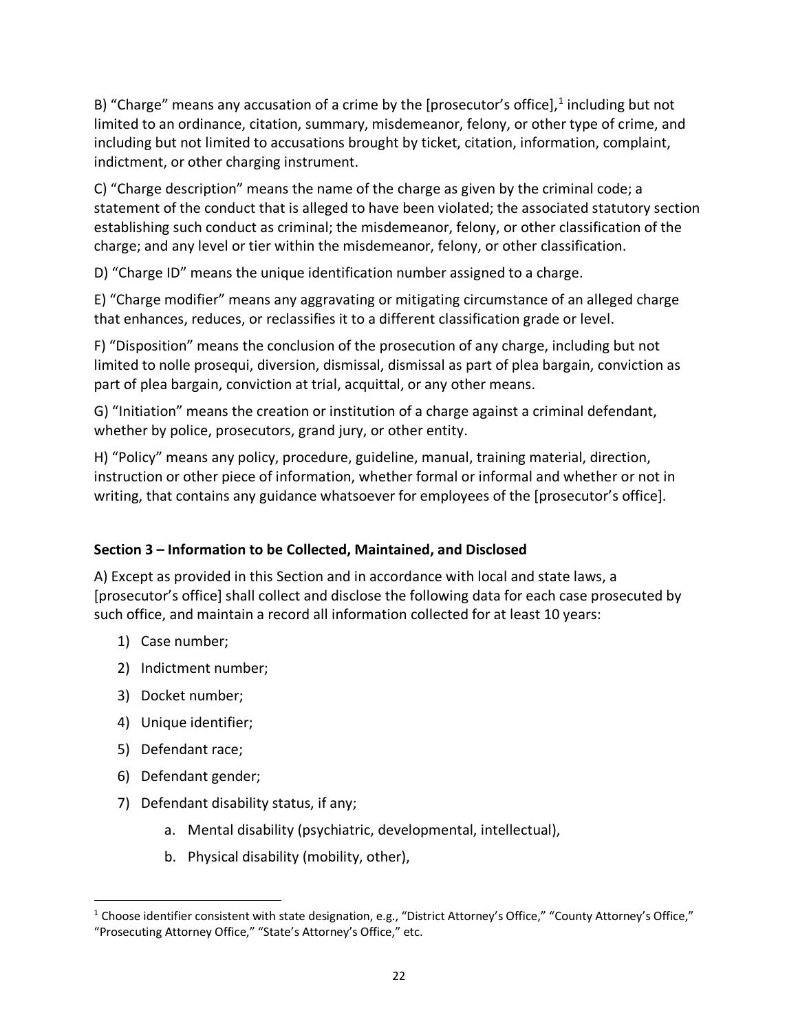B) "Charge" means any accusation of a crime by the [prosecutor's office],[1] including but not limited to an ordinance, citation, summary, misdemeanor, felony, or other type of crime, and including but not limited to accusations brought by ticket, citation, information, complaint, indictment, or other charging instrument.

C) "Charge description" means the name of the charge as given by the criminal code; a statement of the conduct that is alleged to have been violated; the associated statutory section establishing such conduct as criminal; the misdemeanor, felony, or other classification of the charge; and any level or tier within the misdemeanor, felony, or other classification.

D) "Charge ID" means the unique identification number assigned to a charge.

E) "Charge modifier" means any aggravating or mitigating circumstance of an alleged charge that enhances, reduces, or reclassifies it to a different classification grade or level.

F) "Disposition" means the conclusion of the prosecution of any charge, including but not limited to nolle prosequi, diversion, dismissal, dismissal as part of plea bargain, conviction as part of plea bargain, conviction at trial, acquittal, or any other means.

G) "Initiation" means the creation or institution of a charge against a criminal defendant, whether by police, prosecutors, grand jury, or other entity.

H) "Policy" means any policy, procedure, guideline, manual, training material, direction, instruction or other piece of information, whether formal or informal and whether or not in writing, that contains any guidance whatsoever for employees of the [prosecutor's office].

**Section 3 – Information to be Collected, Maintained, and Disclosed**

A) Except as provided in this Section and in accordance with local and state laws, a [prosecutor's office] shall collect and disclose the following data for each case prosecuted by such office, and maintain a record all information collected for at least 10 years:

1) Case number;
2) Indictment number;
3) Docket number;
4) Unique identifier;
5) Defendant race;
6) Defendant gender;
7) Defendant disability status, if any;
    a. Mental disability (psychiatric, developmental, intellectual),
    b. Physical disability (mobility, other),

[1] Choose identifier consistent with state designation, e.g., "District Attorney's Office," "County Attorney's Office," "Prosecuting Attorney Office," "State's Attorney's Office," etc.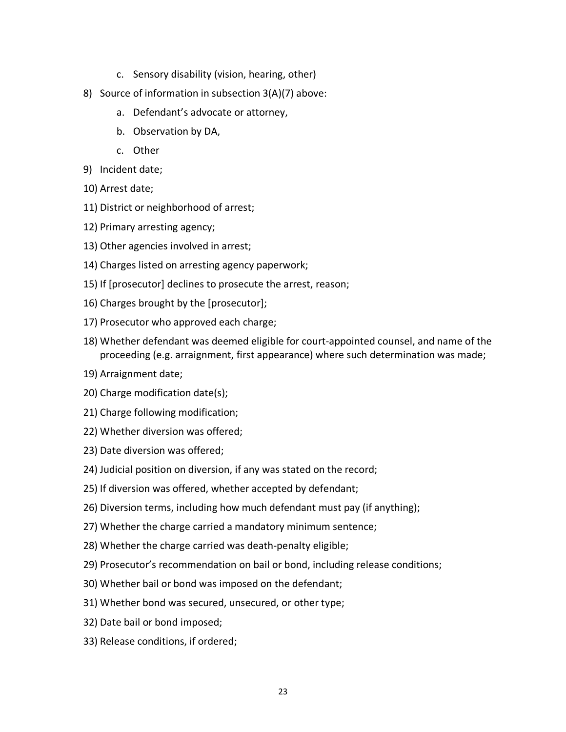c. Sensory disability (vision, hearing, other)

8) Source of information in subsection 3(A)(7) above:
    a. Defendant's advocate or attorney,
    b. Observation by DA,
    c. Other
9) Incident date;
10) Arrest date;
11) District or neighborhood of arrest;
12) Primary arresting agency;
13) Other agencies involved in arrest;
14) Charges listed on arresting agency paperwork;
15) If [prosecutor] declines to prosecute the arrest, reason;
16) Charges brought by the [prosecutor];
17) Prosecutor who approved each charge;
18) Whether defendant was deemed eligible for court-appointed counsel, and name of the proceeding (e.g. arraignment, first appearance) where such determination was made;
19) Arraignment date;
20) Charge modification date(s);
21) Charge following modification;
22) Whether diversion was offered;
23) Date diversion was offered;
24) Judicial position on diversion, if any was stated on the record;
25) If diversion was offered, whether accepted by defendant;
26) Diversion terms, including how much defendant must pay (if anything);
27) Whether the charge carried a mandatory minimum sentence;
28) Whether the charge carried was death-penalty eligible;
29) Prosecutor's recommendation on bail or bond, including release conditions;
30) Whether bail or bond was imposed on the defendant;
31) Whether bond was secured, unsecured, or other type;
32) Date bail or bond imposed;
33) Release conditions, if ordered;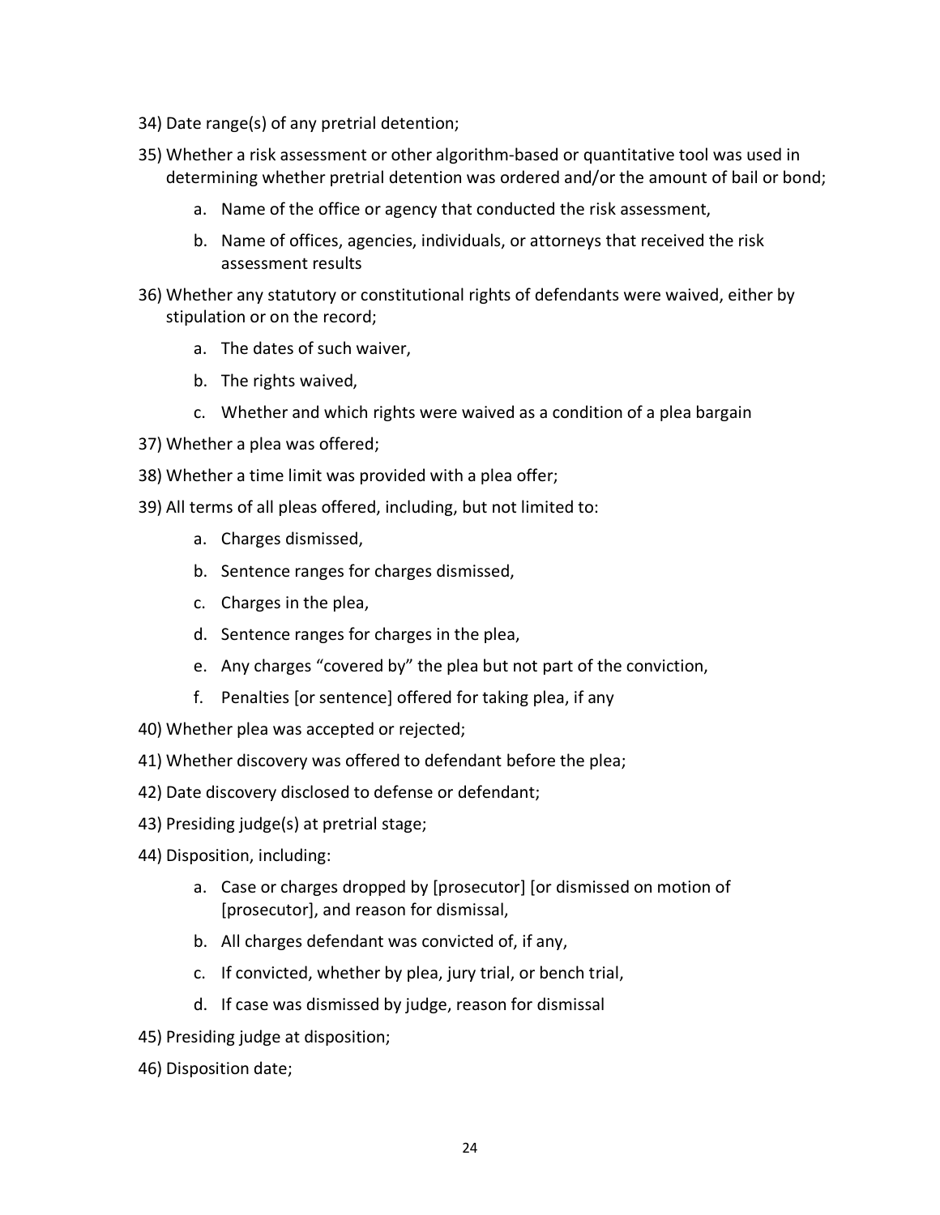34) Date range(s) of any pretrial detention;

35) Whether a risk assessment or other algorithm-based or quantitative tool was used in determining whether pretrial detention was ordered and/or the amount of bail or bond;

    a. Name of the office or agency that conducted the risk assessment,

    b. Name of offices, agencies, individuals, or attorneys that received the risk assessment results

36) Whether any statutory or constitutional rights of defendants were waived, either by stipulation or on the record;

    a. The dates of such waiver,

    b. The rights waived,

    c. Whether and which rights were waived as a condition of a plea bargain

37) Whether a plea was offered;

38) Whether a time limit was provided with a plea offer;

39) All terms of all pleas offered, including, but not limited to:

    a. Charges dismissed,

    b. Sentence ranges for charges dismissed,

    c. Charges in the plea,

    d. Sentence ranges for charges in the plea,

    e. Any charges "covered by" the plea but not part of the conviction,

    f. Penalties [or sentence] offered for taking plea, if any

40) Whether plea was accepted or rejected;

41) Whether discovery was offered to defendant before the plea;

42) Date discovery disclosed to defense or defendant;

43) Presiding judge(s) at pretrial stage;

44) Disposition, including:

    a. Case or charges dropped by [prosecutor] [or dismissed on motion of [prosecutor], and reason for dismissal,

    b. All charges defendant was convicted of, if any,

    c. If convicted, whether by plea, jury trial, or bench trial,

    d. If case was dismissed by judge, reason for dismissal

45) Presiding judge at disposition;

46) Disposition date;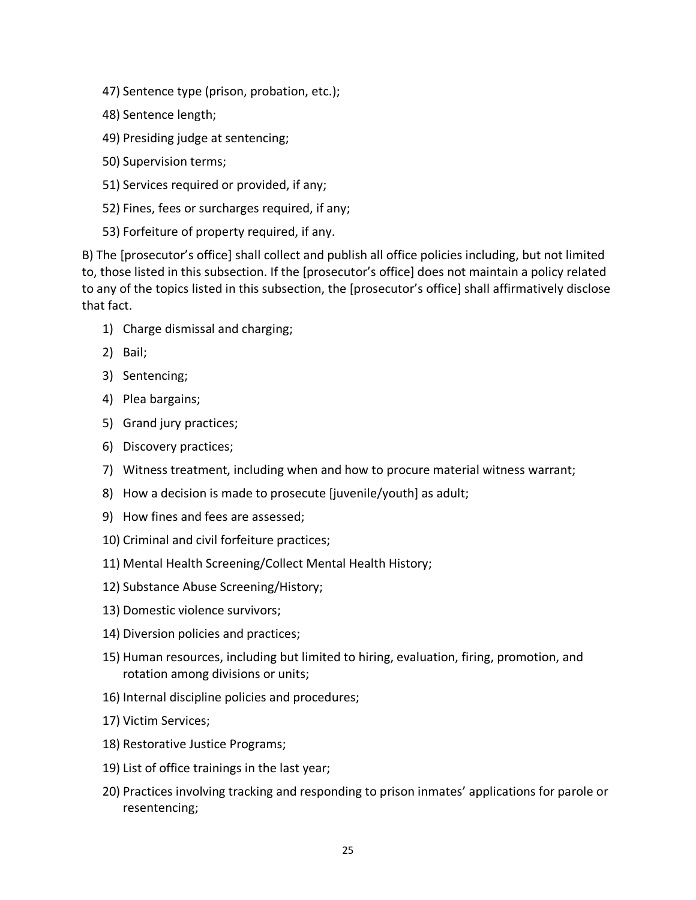47) Sentence type (prison, probation, etc.);

48) Sentence length;

49) Presiding judge at sentencing;

50) Supervision terms;

51) Services required or provided, if any;

52) Fines, fees or surcharges required, if any;

53) Forfeiture of property required, if any.

B) The [prosecutor's office] shall collect and publish all office policies including, but not limited to, those listed in this subsection. If the [prosecutor's office] does not maintain a policy related to any of the topics listed in this subsection, the [prosecutor's office] shall affirmatively disclose that fact.

1) Charge dismissal and charging;
2) Bail;
3) Sentencing;
4) Plea bargains;
5) Grand jury practices;
6) Discovery practices;
7) Witness treatment, including when and how to procure material witness warrant;
8) How a decision is made to prosecute [juvenile/youth] as adult;
9) How fines and fees are assessed;
10) Criminal and civil forfeiture practices;
11) Mental Health Screening/Collect Mental Health History;
12) Substance Abuse Screening/History;
13) Domestic violence survivors;
14) Diversion policies and practices;
15) Human resources, including but limited to hiring, evaluation, firing, promotion, and rotation among divisions or units;
16) Internal discipline policies and procedures;
17) Victim Services;
18) Restorative Justice Programs;
19) List of office trainings in the last year;
20) Practices involving tracking and responding to prison inmates' applications for parole or resentencing;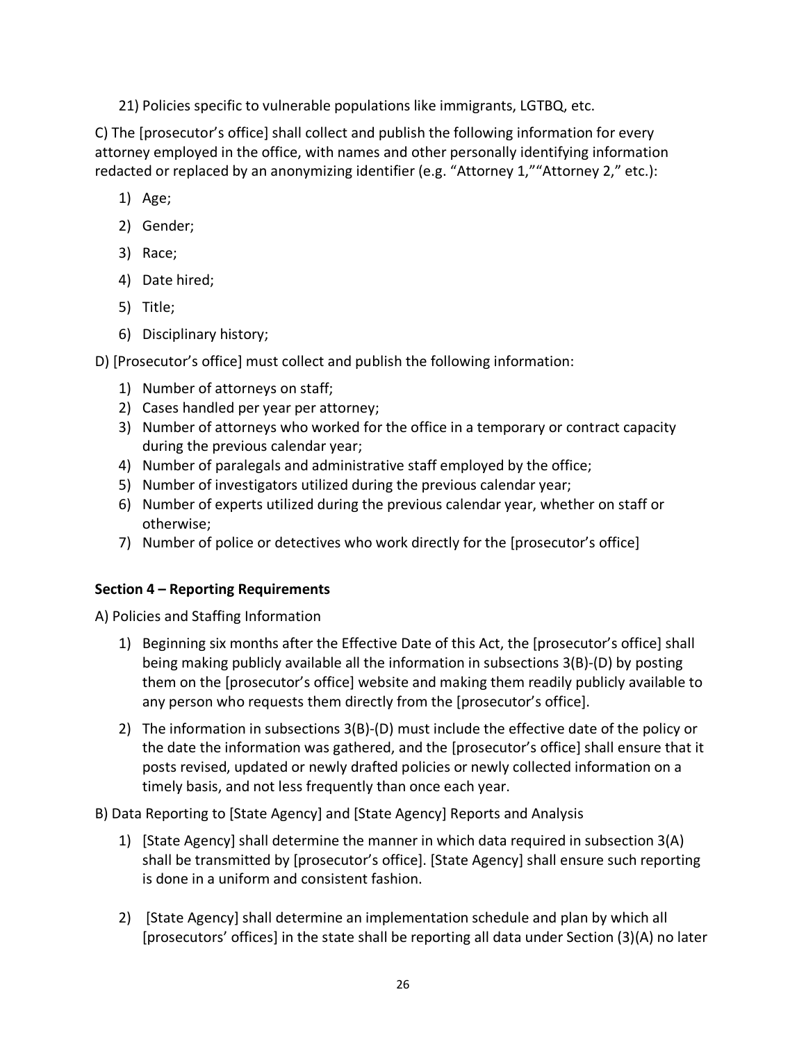21) Policies specific to vulnerable populations like immigrants, LGTBQ, etc.

C) The [prosecutor's office] shall collect and publish the following information for every attorney employed in the office, with names and other personally identifying information redacted or replaced by an anonymizing identifier (e.g. "Attorney 1,""Attorney 2," etc.):

1) Age;
2) Gender;
3) Race;
4) Date hired;
5) Title;
6) Disciplinary history;

D) [Prosecutor's office] must collect and publish the following information:

1) Number of attorneys on staff;
2) Cases handled per year per attorney;
3) Number of attorneys who worked for the office in a temporary or contract capacity during the previous calendar year;
4) Number of paralegals and administrative staff employed by the office;
5) Number of investigators utilized during the previous calendar year;
6) Number of experts utilized during the previous calendar year, whether on staff or otherwise;
7) Number of police or detectives who work directly for the [prosecutor's office]

**Section 4 – Reporting Requirements**

A) Policies and Staffing Information

1) Beginning six months after the Effective Date of this Act, the [prosecutor's office] shall being making publicly available all the information in subsections 3(B)-(D) by posting them on the [prosecutor's office] website and making them readily publicly available to any person who requests them directly from the [prosecutor's office].

2) The information in subsections 3(B)-(D) must include the effective date of the policy or the date the information was gathered, and the [prosecutor's office] shall ensure that it posts revised, updated or newly drafted policies or newly collected information on a timely basis, and not less frequently than once each year.

B) Data Reporting to [State Agency] and [State Agency] Reports and Analysis

1) [State Agency] shall determine the manner in which data required in subsection 3(A) shall be transmitted by [prosecutor's office]. [State Agency] shall ensure such reporting is done in a uniform and consistent fashion.

2) [State Agency] shall determine an implementation schedule and plan by which all [prosecutors' offices] in the state shall be reporting all data under Section (3)(A) no later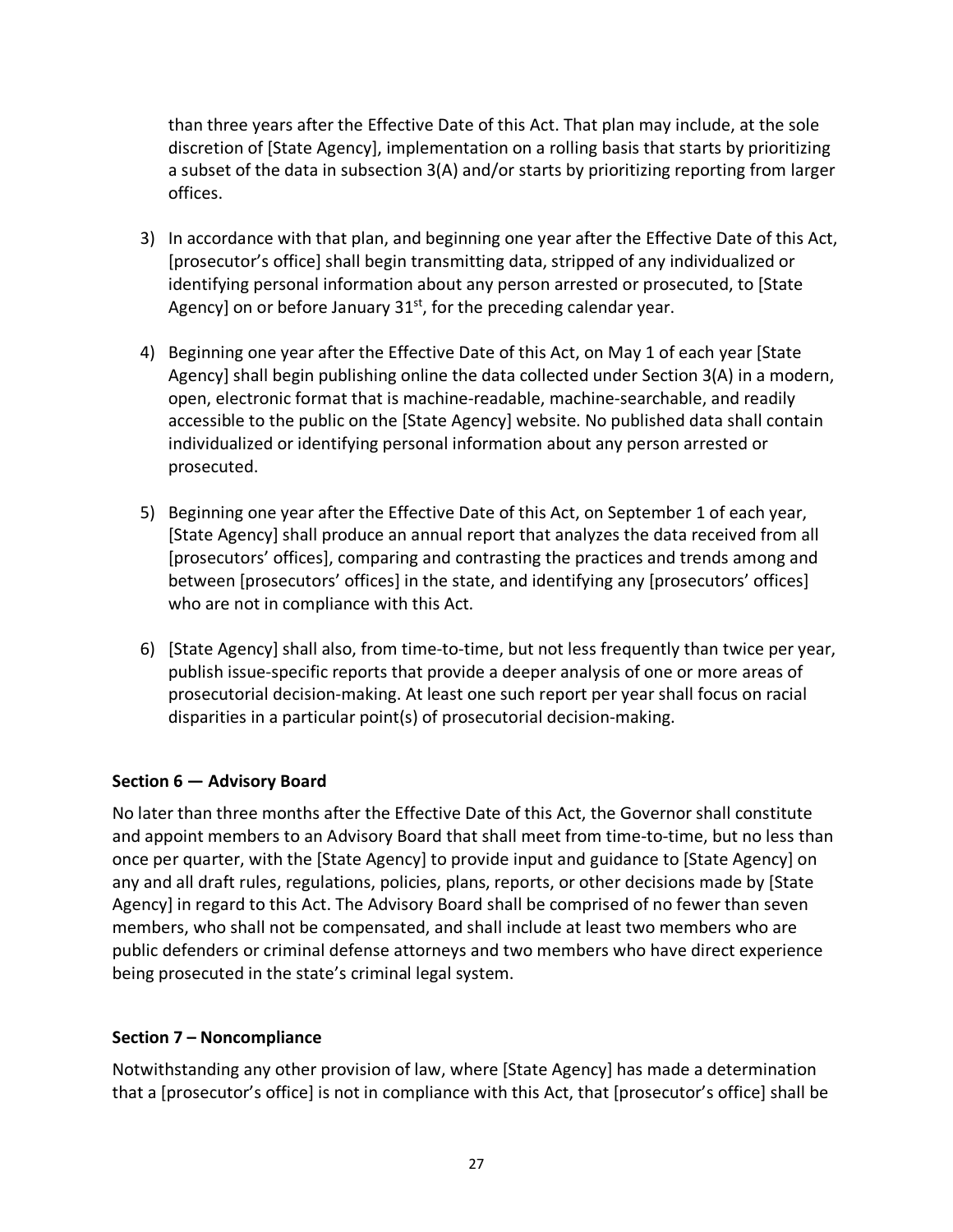than three years after the Effective Date of this Act. That plan may include, at the sole discretion of [State Agency], implementation on a rolling basis that starts by prioritizing a subset of the data in subsection 3(A) and/or starts by prioritizing reporting from larger offices.

3) In accordance with that plan, and beginning one year after the Effective Date of this Act, [prosecutor's office] shall begin transmitting data, stripped of any individualized or identifying personal information about any person arrested or prosecuted, to [State Agency] on or before January 31st, for the preceding calendar year.

4) Beginning one year after the Effective Date of this Act, on May 1 of each year [State Agency] shall begin publishing online the data collected under Section 3(A) in a modern, open, electronic format that is machine-readable, machine-searchable, and readily accessible to the public on the [State Agency] website. No published data shall contain individualized or identifying personal information about any person arrested or prosecuted.

5) Beginning one year after the Effective Date of this Act, on September 1 of each year, [State Agency] shall produce an annual report that analyzes the data received from all [prosecutors' offices], comparing and contrasting the practices and trends among and between [prosecutors' offices] in the state, and identifying any [prosecutors' offices] who are not in compliance with this Act.

6) [State Agency] shall also, from time-to-time, but not less frequently than twice per year, publish issue-specific reports that provide a deeper analysis of one or more areas of prosecutorial decision-making. At least one such report per year shall focus on racial disparities in a particular point(s) of prosecutorial decision-making.

**Section 6 — Advisory Board**

No later than three months after the Effective Date of this Act, the Governor shall constitute and appoint members to an Advisory Board that shall meet from time-to-time, but no less than once per quarter, with the [State Agency] to provide input and guidance to [State Agency] on any and all draft rules, regulations, policies, plans, reports, or other decisions made by [State Agency] in regard to this Act. The Advisory Board shall be comprised of no fewer than seven members, who shall not be compensated, and shall include at least two members who are public defenders or criminal defense attorneys and two members who have direct experience being prosecuted in the state's criminal legal system.

**Section 7 – Noncompliance**

Notwithstanding any other provision of law, where [State Agency] has made a determination that a [prosecutor's office] is not in compliance with this Act, that [prosecutor's office] shall be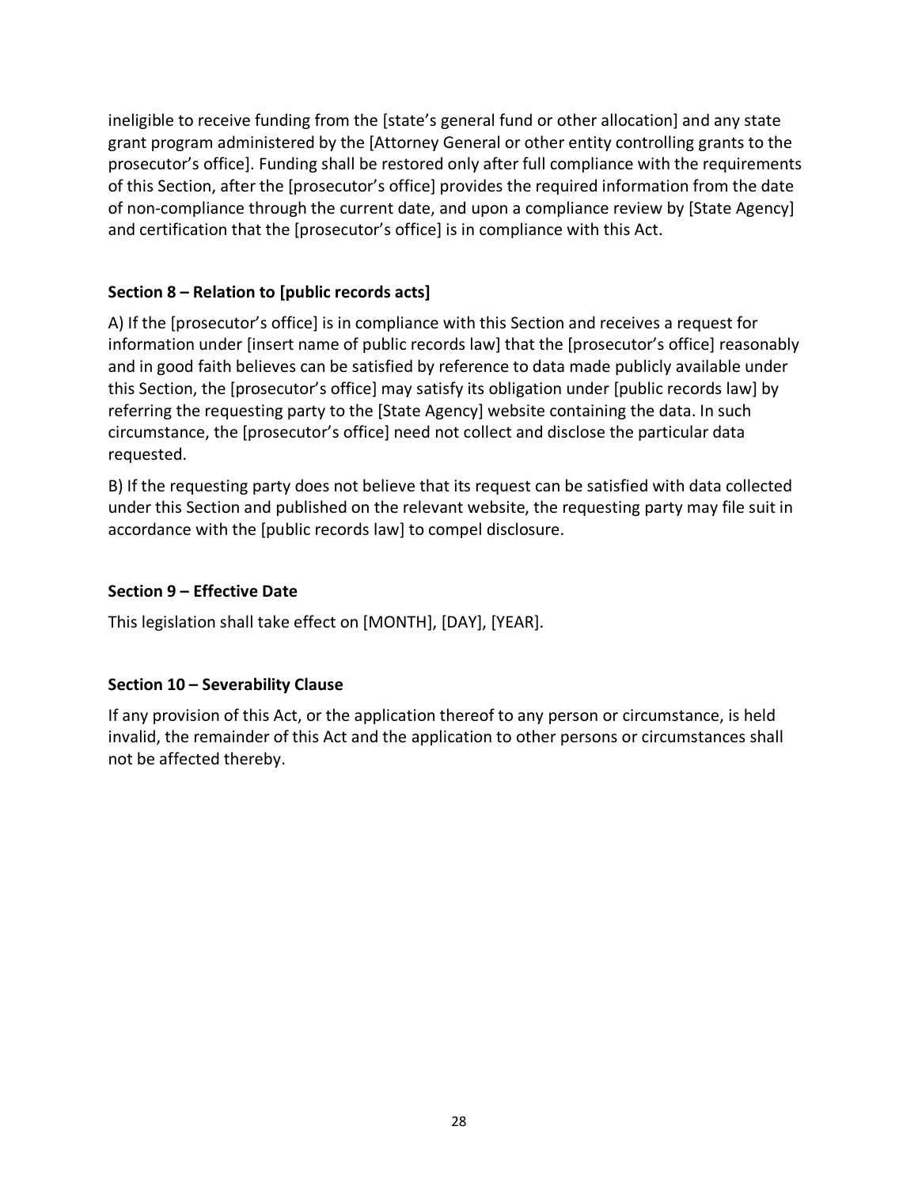ineligible to receive funding from the [state's general fund or other allocation] and any state grant program administered by the [Attorney General or other entity controlling grants to the prosecutor's office]. Funding shall be restored only after full compliance with the requirements of this Section, after the [prosecutor's office] provides the required information from the date of non-compliance through the current date, and upon a compliance review by [State Agency] and certification that the [prosecutor's office] is in compliance with this Act.

**Section 8 – Relation to [public records acts]**

A) If the [prosecutor's office] is in compliance with this Section and receives a request for information under [insert name of public records law] that the [prosecutor's office] reasonably and in good faith believes can be satisfied by reference to data made publicly available under this Section, the [prosecutor's office] may satisfy its obligation under [public records law] by referring the requesting party to the [State Agency] website containing the data. In such circumstance, the [prosecutor's office] need not collect and disclose the particular data requested.

B) If the requesting party does not believe that its request can be satisfied with data collected under this Section and published on the relevant website, the requesting party may file suit in accordance with the [public records law] to compel disclosure.

**Section 9 – Effective Date**

This legislation shall take effect on [MONTH], [DAY], [YEAR].

**Section 10 – Severability Clause**

If any provision of this Act, or the application thereof to any person or circumstance, is held invalid, the remainder of this Act and the application to other persons or circumstances shall not be affected thereby.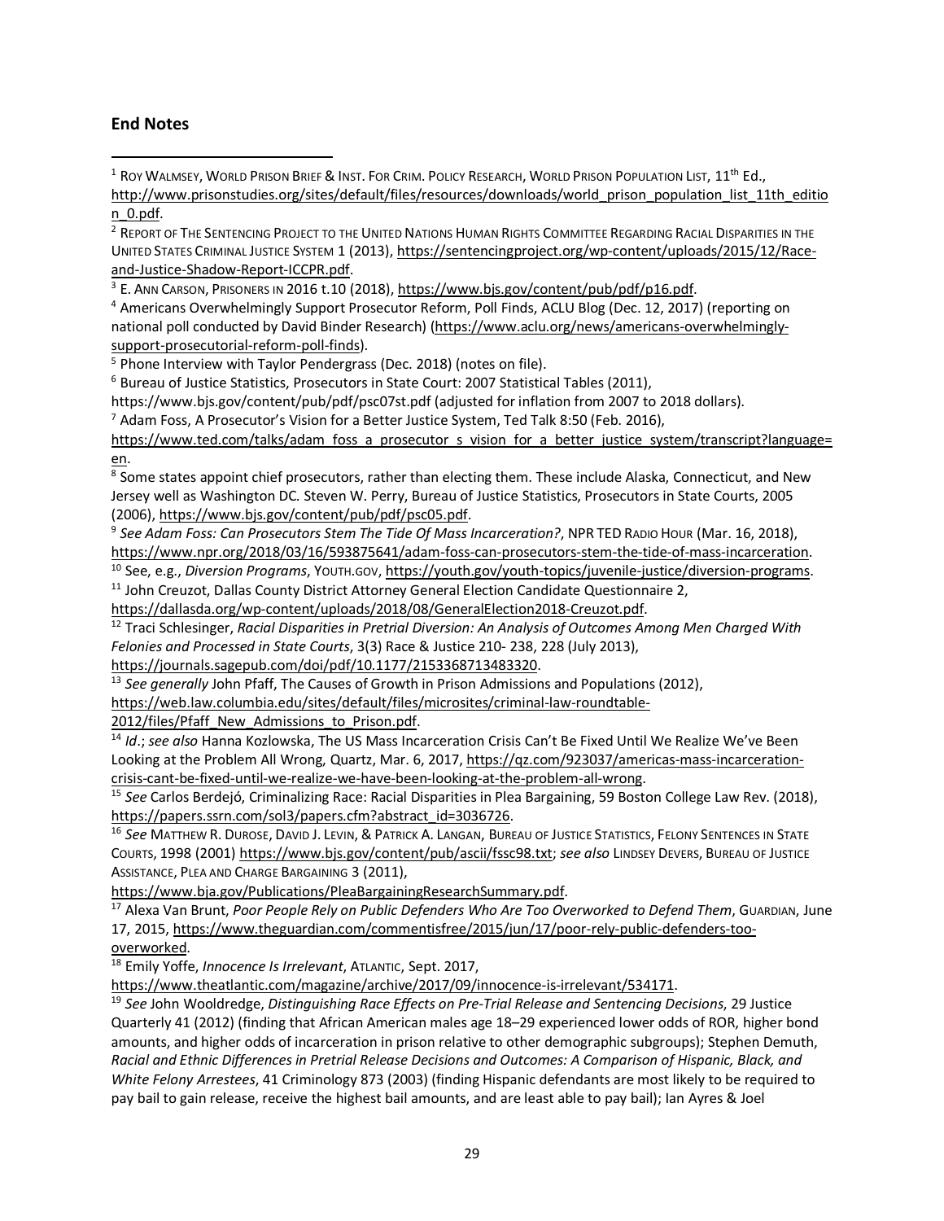## End Notes

[1] Roy Walmsey, World Prison Brief & Inst. For Crim. Policy Research, World Prison Population List, 11[th] Ed., http://www.prisonstudies.org/sites/default/files/resources/downloads/world_prison_population_list_11th_edition_0.pdf.

[2] Report of The Sentencing Project to the United Nations Human Rights Committee Regarding Racial Disparities in the United States Criminal Justice System 1 (2013), https://sentencingproject.org/wp-content/uploads/2015/12/Race-and-Justice-Shadow-Report-ICCPR.pdf.

[3] E. Ann Carson, Prisoners in 2016 t.10 (2018), https://www.bjs.gov/content/pub/pdf/p16.pdf.

[4] Americans Overwhelmingly Support Prosecutor Reform, Poll Finds, ACLU Blog (Dec. 12, 2017) (reporting on national poll conducted by David Binder Research) (https://www.aclu.org/news/americans-overwhelmingly-support-prosecutorial-reform-poll-finds).

[5] Phone Interview with Taylor Pendergrass (Dec. 2018) (notes on file).

[6] Bureau of Justice Statistics, Prosecutors in State Court: 2007 Statistical Tables (2011), https://www.bjs.gov/content/pub/pdf/psc07st.pdf (adjusted for inflation from 2007 to 2018 dollars).

[7] Adam Foss, A Prosecutor's Vision for a Better Justice System, Ted Talk 8:50 (Feb. 2016), https://www.ted.com/talks/adam_foss_a_prosecutor_s_vision_for_a_better_justice_system/transcript?language=en.

[8] Some states appoint chief prosecutors, rather than electing them. These include Alaska, Connecticut, and New Jersey well as Washington DC. Steven W. Perry, Bureau of Justice Statistics, Prosecutors in State Courts, 2005 (2006), https://www.bjs.gov/content/pub/pdf/psc05.pdf.

[9] *See Adam Foss: Can Prosecutors Stem The Tide Of Mass Incarceration?*, NPR TED Radio Hour (Mar. 16, 2018), https://www.npr.org/2018/03/16/593875641/adam-foss-can-prosecutors-stem-the-tide-of-mass-incarceration.

[10] See, e.g., *Diversion Programs*, Youth.gov, https://youth.gov/youth-topics/juvenile-justice/diversion-programs.

[11] John Creuzot, Dallas County District Attorney General Election Candidate Questionnaire 2, https://dallasda.org/wp-content/uploads/2018/08/GeneralElection2018-Creuzot.pdf.

[12] Traci Schlesinger, *Racial Disparities in Pretrial Diversion: An Analysis of Outcomes Among Men Charged With Felonies and Processed in State Courts*, 3(3) Race & Justice 210- 238, 228 (July 2013), https://journals.sagepub.com/doi/pdf/10.1177/2153368713483320.

[13] *See generally* John Pfaff, The Causes of Growth in Prison Admissions and Populations (2012), https://web.law.columbia.edu/sites/default/files/microsites/criminal-law-roundtable-2012/files/Pfaff_New_Admissions_to_Prison.pdf.

[14] *Id*.; *see also* Hanna Kozlowska, The US Mass Incarceration Crisis Can't Be Fixed Until We Realize We've Been Looking at the Problem All Wrong, Quartz, Mar. 6, 2017, https://qz.com/923037/americas-mass-incarceration-crisis-cant-be-fixed-until-we-realize-we-have-been-looking-at-the-problem-all-wrong.

[15] *See* Carlos Berdejó, Criminalizing Race: Racial Disparities in Plea Bargaining, 59 Boston College Law Rev. (2018), https://papers.ssrn.com/sol3/papers.cfm?abstract_id=3036726.

[16] *See* Matthew R. Durose, David J. Levin, & Patrick A. Langan, Bureau of Justice Statistics, Felony Sentences in State Courts, 1998 (2001) https://www.bjs.gov/content/pub/ascii/fssc98.txt; *see also* Lindsey Devers, Bureau of Justice Assistance, Plea and Charge Bargaining 3 (2011), https://www.bja.gov/Publications/PleaBargainingResearchSummary.pdf.

[17] Alexa Van Brunt, *Poor People Rely on Public Defenders Who Are Too Overworked to Defend Them*, Guardian, June 17, 2015, https://www.theguardian.com/commentisfree/2015/jun/17/poor-rely-public-defenders-too-overworked.

[18] Emily Yoffe, *Innocence Is Irrelevant*, Atlantic, Sept. 2017, https://www.theatlantic.com/magazine/archive/2017/09/innocence-is-irrelevant/534171.

[19] *See* John Wooldredge, *Distinguishing Race Effects on Pre-Trial Release and Sentencing Decisions*, 29 Justice Quarterly 41 (2012) (finding that African American males age 18–29 experienced lower odds of ROR, higher bond amounts, and higher odds of incarceration in prison relative to other demographic subgroups); Stephen Demuth, *Racial and Ethnic Differences in Pretrial Release Decisions and Outcomes: A Comparison of Hispanic, Black, and White Felony Arrestees*, 41 Criminology 873 (2003) (finding Hispanic defendants are most likely to be required to pay bail to gain release, receive the highest bail amounts, and are least able to pay bail); Ian Ayres & Joel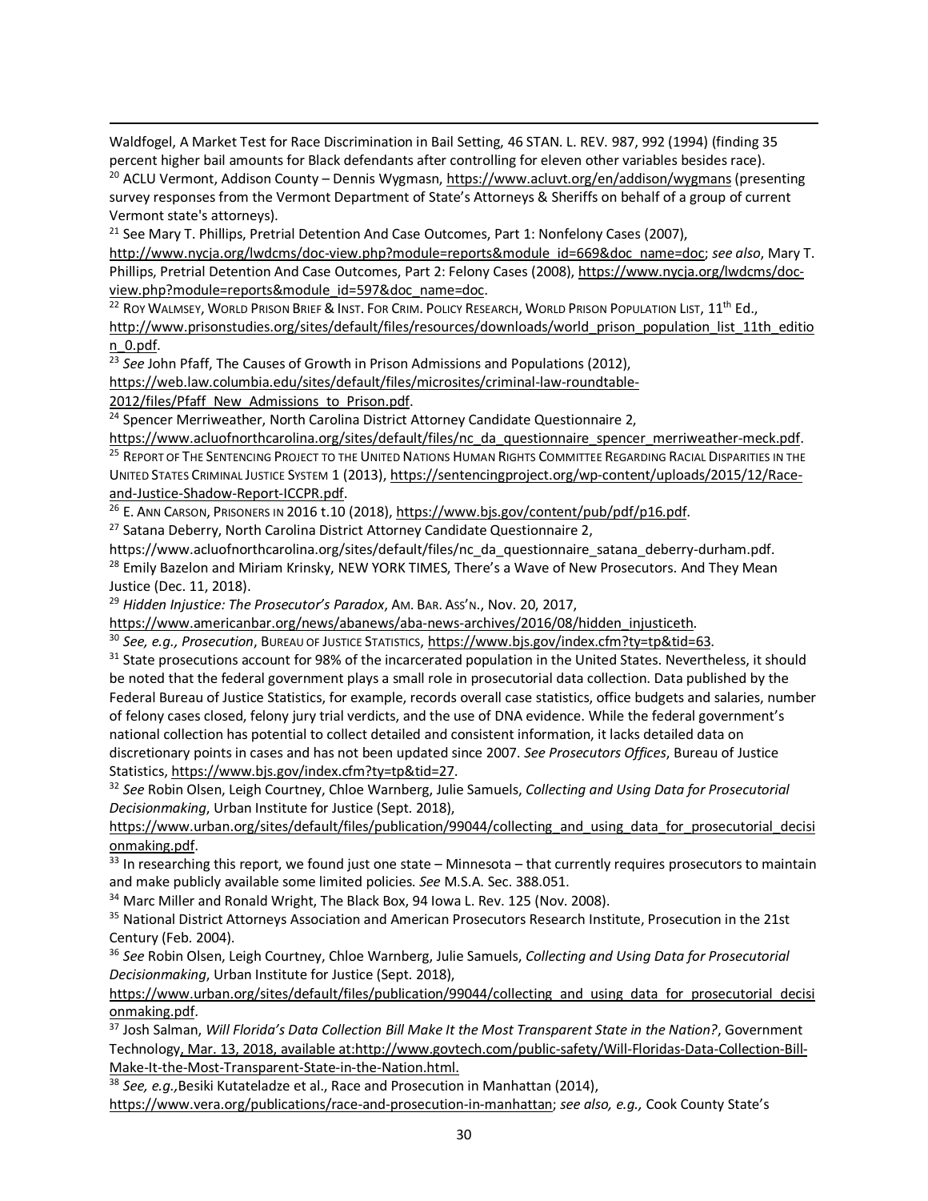Waldfogel, A Market Test for Race Discrimination in Bail Setting, 46 STAN. L. REV. 987, 992 (1994) (finding 35 percent higher bail amounts for Black defendants after controlling for eleven other variables besides race).

[20] ACLU Vermont, Addison County – Dennis Wygmasn, https://www.acluvt.org/en/addison/wygmans (presenting survey responses from the Vermont Department of State's Attorneys & Sheriffs on behalf of a group of current Vermont state's attorneys).

[21] See Mary T. Phillips, Pretrial Detention And Case Outcomes, Part 1: Nonfelony Cases (2007), http://www.nycja.org/lwdcms/doc-view.php?module=reports&module_id=669&doc_name=doc; *see also*, Mary T. Phillips, Pretrial Detention And Case Outcomes, Part 2: Felony Cases (2008), https://www.nycja.org/lwdcms/doc-view.php?module=reports&module_id=597&doc_name=doc.

[22] ROY WALMSEY, WORLD PRISON BRIEF & INST. FOR CRIM. POLICY RESEARCH, WORLD PRISON POPULATION LIST, 11th Ed., http://www.prisonstudies.org/sites/default/files/resources/downloads/world_prison_population_list_11th_edition_0.pdf.

[23] *See* John Pfaff, The Causes of Growth in Prison Admissions and Populations (2012), https://web.law.columbia.edu/sites/default/files/microsites/criminal-law-roundtable-2012/files/Pfaff_New_Admissions_to_Prison.pdf.

[24] Spencer Merriweather, North Carolina District Attorney Candidate Questionnaire 2, https://www.acluofnorthcarolina.org/sites/default/files/nc_da_questionnaire_spencer_merriweather-meck.pdf.

[25] REPORT OF THE SENTENCING PROJECT TO THE UNITED NATIONS HUMAN RIGHTS COMMITTEE REGARDING RACIAL DISPARITIES IN THE UNITED STATES CRIMINAL JUSTICE SYSTEM 1 (2013), https://sentencingproject.org/wp-content/uploads/2015/12/Race-and-Justice-Shadow-Report-ICCPR.pdf.

[26] E. ANN CARSON, PRISONERS IN 2016 t.10 (2018), https://www.bjs.gov/content/pub/pdf/p16.pdf.

[27] Satana Deberry, North Carolina District Attorney Candidate Questionnaire 2, https://www.acluofnorthcarolina.org/sites/default/files/nc_da_questionnaire_satana_deberry-durham.pdf.

[28] Emily Bazelon and Miriam Krinsky, NEW YORK TIMES, There's a Wave of New Prosecutors. And They Mean Justice (Dec. 11, 2018).

[29] *Hidden Injustice: The Prosecutor's Paradox*, AM. BAR. ASS'N., Nov. 20, 2017, https://www.americanbar.org/news/abanews/aba-news-archives/2016/08/hidden_injusticeth.

[30] *See, e.g., Prosecution*, BUREAU OF JUSTICE STATISTICS, https://www.bjs.gov/index.cfm?ty=tp&tid=63.

[31] State prosecutions account for 98% of the incarcerated population in the United States. Nevertheless, it should be noted that the federal government plays a small role in prosecutorial data collection. Data published by the Federal Bureau of Justice Statistics, for example, records overall case statistics, office budgets and salaries, number of felony cases closed, felony jury trial verdicts, and the use of DNA evidence. While the federal government's national collection has potential to collect detailed and consistent information, it lacks detailed data on discretionary points in cases and has not been updated since 2007. *See Prosecutors Offices*, Bureau of Justice Statistics, https://www.bjs.gov/index.cfm?ty=tp&tid=27.

[32] *See* Robin Olsen, Leigh Courtney, Chloe Warnberg, Julie Samuels, *Collecting and Using Data for Prosecutorial Decisionmaking*, Urban Institute for Justice (Sept. 2018), https://www.urban.org/sites/default/files/publication/99044/collecting_and_using_data_for_prosecutorial_decisionmaking.pdf.

[33] In researching this report, we found just one state – Minnesota – that currently requires prosecutors to maintain and make publicly available some limited policies. *See* M.S.A. Sec. 388.051.

[34] Marc Miller and Ronald Wright, The Black Box, 94 Iowa L. Rev. 125 (Nov. 2008).

[35] National District Attorneys Association and American Prosecutors Research Institute, Prosecution in the 21st Century (Feb. 2004).

[36] *See* Robin Olsen, Leigh Courtney, Chloe Warnberg, Julie Samuels, *Collecting and Using Data for Prosecutorial Decisionmaking*, Urban Institute for Justice (Sept. 2018), https://www.urban.org/sites/default/files/publication/99044/collecting_and_using_data_for_prosecutorial_decisionmaking.pdf.

[37] Josh Salman, *Will Florida's Data Collection Bill Make It the Most Transparent State in the Nation?*, Government Technology, Mar. 13, 2018, available at:http://www.govtech.com/public-safety/Will-Floridas-Data-Collection-Bill-Make-It-the-Most-Transparent-State-in-the-Nation.html.

[38] *See, e.g.,*Besiki Kutateladze et al., Race and Prosecution in Manhattan (2014), https://www.vera.org/publications/race-and-prosecution-in-manhattan; *see also, e.g.,* Cook County State's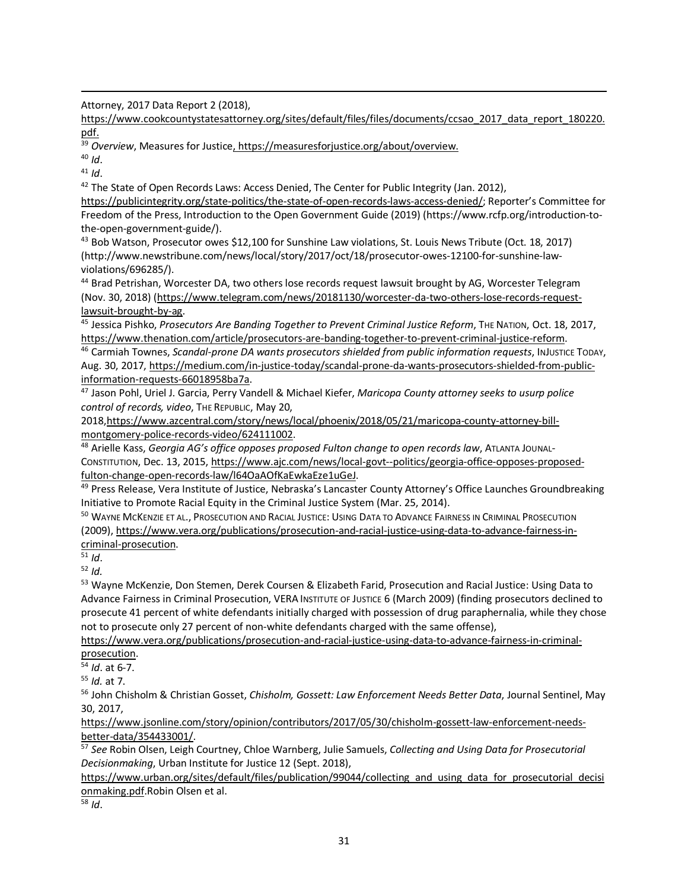Attorney, 2017 Data Report 2 (2018), https://www.cookcountystatesattorney.org/sites/default/files/files/documents/ccsao_2017_data_report_180220.pdf.

[39] *Overview*, Measures for Justice, https://measuresforjustice.org/about/overview.

[40] *Id*.

[41] *Id*.

[42] The State of Open Records Laws: Access Denied, The Center for Public Integrity (Jan. 2012), https://publicintegrity.org/state-politics/the-state-of-open-records-laws-access-denied/; Reporter's Committee for Freedom of the Press, Introduction to the Open Government Guide (2019) (https://www.rcfp.org/introduction-to-the-open-government-guide/).

[43] Bob Watson, Prosecutor owes $12,100 for Sunshine Law violations, St. Louis News Tribute (Oct. 18, 2017) (http://www.newstribune.com/news/local/story/2017/oct/18/prosecutor-owes-12100-for-sunshine-law-violations/696285/).

[44] Brad Petrishan, Worcester DA, two others lose records request lawsuit brought by AG, Worcester Telegram (Nov. 30, 2018) (https://www.telegram.com/news/20181130/worcester-da-two-others-lose-records-request-lawsuit-brought-by-ag.

[45] Jessica Pishko, *Prosecutors Are Banding Together to Prevent Criminal Justice Reform*, THE NATION, Oct. 18, 2017, https://www.thenation.com/article/prosecutors-are-banding-together-to-prevent-criminal-justice-reform.

[46] Carmiah Townes, *Scandal-prone DA wants prosecutors shielded from public information requests*, INJUSTICE TODAY, Aug. 30, 2017, https://medium.com/in-justice-today/scandal-prone-da-wants-prosecutors-shielded-from-public-information-requests-66018958ba7a.

[47] Jason Pohl, Uriel J. Garcia, Perry Vandell & Michael Kiefer, *Maricopa County attorney seeks to usurp police control of records, video*, THE REPUBLIC, May 20, 2018,https://www.azcentral.com/story/news/local/phoenix/2018/05/21/maricopa-county-attorney-bill-montgomery-police-records-video/624111002.

[48] Arielle Kass, *Georgia AG's office opposes proposed Fulton change to open records law*, ATLANTA JOUNAL-CONSTITUTION, Dec. 13, 2015, https://www.ajc.com/news/local-govt--politics/georgia-office-opposes-proposed-fulton-change-open-records-law/l64OaAOfKaEwkaEze1uGeJ.

[49] Press Release, Vera Institute of Justice, Nebraska's Lancaster County Attorney's Office Launches Groundbreaking Initiative to Promote Racial Equity in the Criminal Justice System (Mar. 25, 2014).

[50] WAYNE MCKENZIE ET AL., PROSECUTION AND RACIAL JUSTICE: USING DATA TO ADVANCE FAIRNESS IN CRIMINAL PROSECUTION (2009), https://www.vera.org/publications/prosecution-and-racial-justice-using-data-to-advance-fairness-in-criminal-prosecution.

[51] *Id*.

[52] *Id.*

[53] Wayne McKenzie, Don Stemen, Derek Coursen & Elizabeth Farid, Prosecution and Racial Justice: Using Data to Advance Fairness in Criminal Prosecution, VERA INSTITUTE OF JUSTICE 6 (March 2009) (finding prosecutors declined to prosecute 41 percent of white defendants initially charged with possession of drug paraphernalia, while they chose not to prosecute only 27 percent of non-white defendants charged with the same offense), https://www.vera.org/publications/prosecution-and-racial-justice-using-data-to-advance-fairness-in-criminal-prosecution.

[54] *Id*. at 6-7.

[55] *Id.* at 7.

[56] John Chisholm & Christian Gosset, *Chisholm, Gossett: Law Enforcement Needs Better Data*, Journal Sentinel, May 30, 2017, https://www.jsonline.com/story/opinion/contributors/2017/05/30/chisholm-gossett-law-enforcement-needs-better-data/354433001/.

[57] *See* Robin Olsen, Leigh Courtney, Chloe Warnberg, Julie Samuels, *Collecting and Using Data for Prosecutorial Decisionmaking*, Urban Institute for Justice 12 (Sept. 2018), https://www.urban.org/sites/default/files/publication/99044/collecting_and_using_data_for_prosecutorial_decisionmaking.pdf.Robin Olsen et al.

[58] *Id*.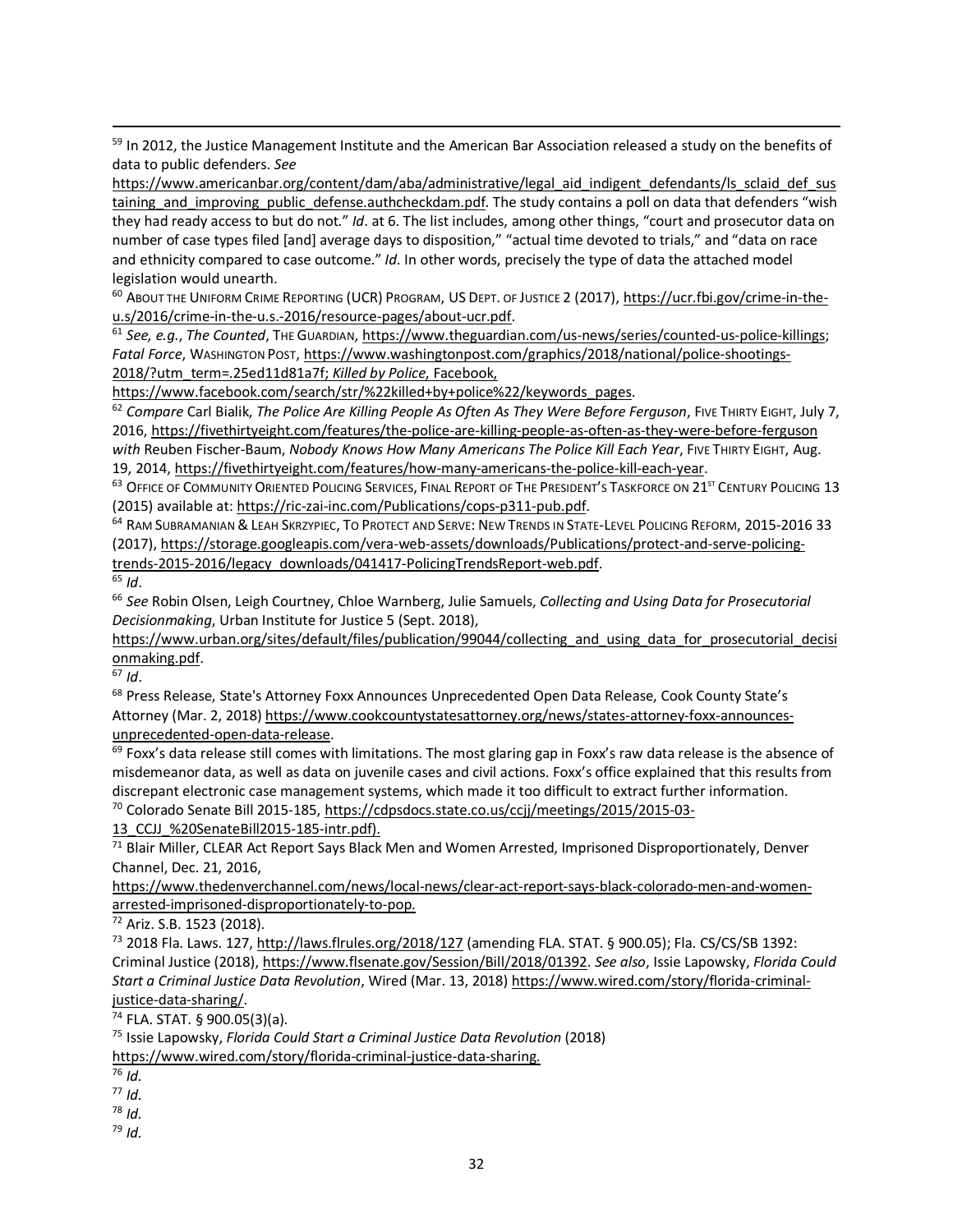[59] In 2012, the Justice Management Institute and the American Bar Association released a study on the benefits of data to public defenders. *See* https://www.americanbar.org/content/dam/aba/administrative/legal_aid_indigent_defendants/ls_sclaid_def_sustaining_and_improving_public_defense.authcheckdam.pdf. The study contains a poll on data that defenders "wish they had ready access to but do not." *Id*. at 6. The list includes, among other things, "court and prosecutor data on number of case types filed [and] average days to disposition," "actual time devoted to trials," and "data on race and ethnicity compared to case outcome." *Id*. In other words, precisely the type of data the attached model legislation would unearth.

[60] ABOUT THE UNIFORM CRIME REPORTING (UCR) PROGRAM, US DEPT. OF JUSTICE 2 (2017), https://ucr.fbi.gov/crime-in-the-u.s/2016/crime-in-the-u.s.-2016/resource-pages/about-ucr.pdf.

[61] *See, e.g.*, *The Counted*, THE GUARDIAN, https://www.theguardian.com/us-news/series/counted-us-police-killings; *Fatal Force*, WASHINGTON POST, https://www.washingtonpost.com/graphics/2018/national/police-shootings-2018/?utm_term=.25ed11d81a7f; *Killed by Police*, Facebook, https://www.facebook.com/search/str/%22killed+by+police%22/keywords_pages.

[62] *Compare* Carl Bialik, *The Police Are Killing People As Often As They Were Before Ferguson*, FIVE THIRTY EIGHT, July 7, 2016, https://fivethirtyeight.com/features/the-police-are-killing-people-as-often-as-they-were-before-ferguson *with* Reuben Fischer-Baum, *Nobody Knows How Many Americans The Police Kill Each Year*, FIVE THIRTY EIGHT, Aug. 19, 2014, https://fivethirtyeight.com/features/how-many-americans-the-police-kill-each-year.

[63] OFFICE OF COMMUNITY ORIENTED POLICING SERVICES, FINAL REPORT OF THE PRESIDENT'S TASKFORCE ON 21ST CENTURY POLICING 13 (2015) available at: https://ric-zai-inc.com/Publications/cops-p311-pub.pdf.

[64] RAM SUBRAMANIAN & LEAH SKRZYPIEC, TO PROTECT AND SERVE: NEW TRENDS IN STATE-LEVEL POLICING REFORM, 2015-2016 33 (2017), https://storage.googleapis.com/vera-web-assets/downloads/Publications/protect-and-serve-policing-trends-2015-2016/legacy_downloads/041417-PolicingTrendsReport-web.pdf.

[65] *Id*.

[66] *See* Robin Olsen, Leigh Courtney, Chloe Warnberg, Julie Samuels, *Collecting and Using Data for Prosecutorial Decisionmaking*, Urban Institute for Justice 5 (Sept. 2018), https://www.urban.org/sites/default/files/publication/99044/collecting_and_using_data_for_prosecutorial_decisionmaking.pdf.

[67] *Id*.

[68] Press Release, State's Attorney Foxx Announces Unprecedented Open Data Release, Cook County State's Attorney (Mar. 2, 2018) https://www.cookcountystatesattorney.org/news/states-attorney-foxx-announces-unprecedented-open-data-release.

[69] Foxx's data release still comes with limitations. The most glaring gap in Foxx's raw data release is the absence of misdemeanor data, as well as data on juvenile cases and civil actions. Foxx's office explained that this results from discrepant electronic case management systems, which made it too difficult to extract further information.

[70] Colorado Senate Bill 2015-185, https://cdpsdocs.state.co.us/ccjj/meetings/2015/2015-03-13_CCJJ_%20SenateBill2015-185-intr.pdf).

[71] Blair Miller, CLEAR Act Report Says Black Men and Women Arrested, Imprisoned Disproportionately, Denver Channel, Dec. 21, 2016, https://www.thedenverchannel.com/news/local-news/clear-act-report-says-black-colorado-men-and-women-arrested-imprisoned-disproportionately-to-pop.

[72] Ariz. S.B. 1523 (2018).

[73] 2018 Fla. Laws. 127, http://laws.flrules.org/2018/127 (amending FLA. STAT. § 900.05); Fla. CS/CS/SB 1392: Criminal Justice (2018), https://www.flsenate.gov/Session/Bill/2018/01392. *See also*, Issie Lapowsky, *Florida Could Start a Criminal Justice Data Revolution*, Wired (Mar. 13, 2018) https://www.wired.com/story/florida-criminal-justice-data-sharing/.

[74] FLA. STAT. § 900.05(3)(a).

[75] Issie Lapowsky, *Florida Could Start a Criminal Justice Data Revolution* (2018) https://www.wired.com/story/florida-criminal-justice-data-sharing.

[76] *Id.*

[77] *Id.*

[78] *Id.*

[79] *Id.*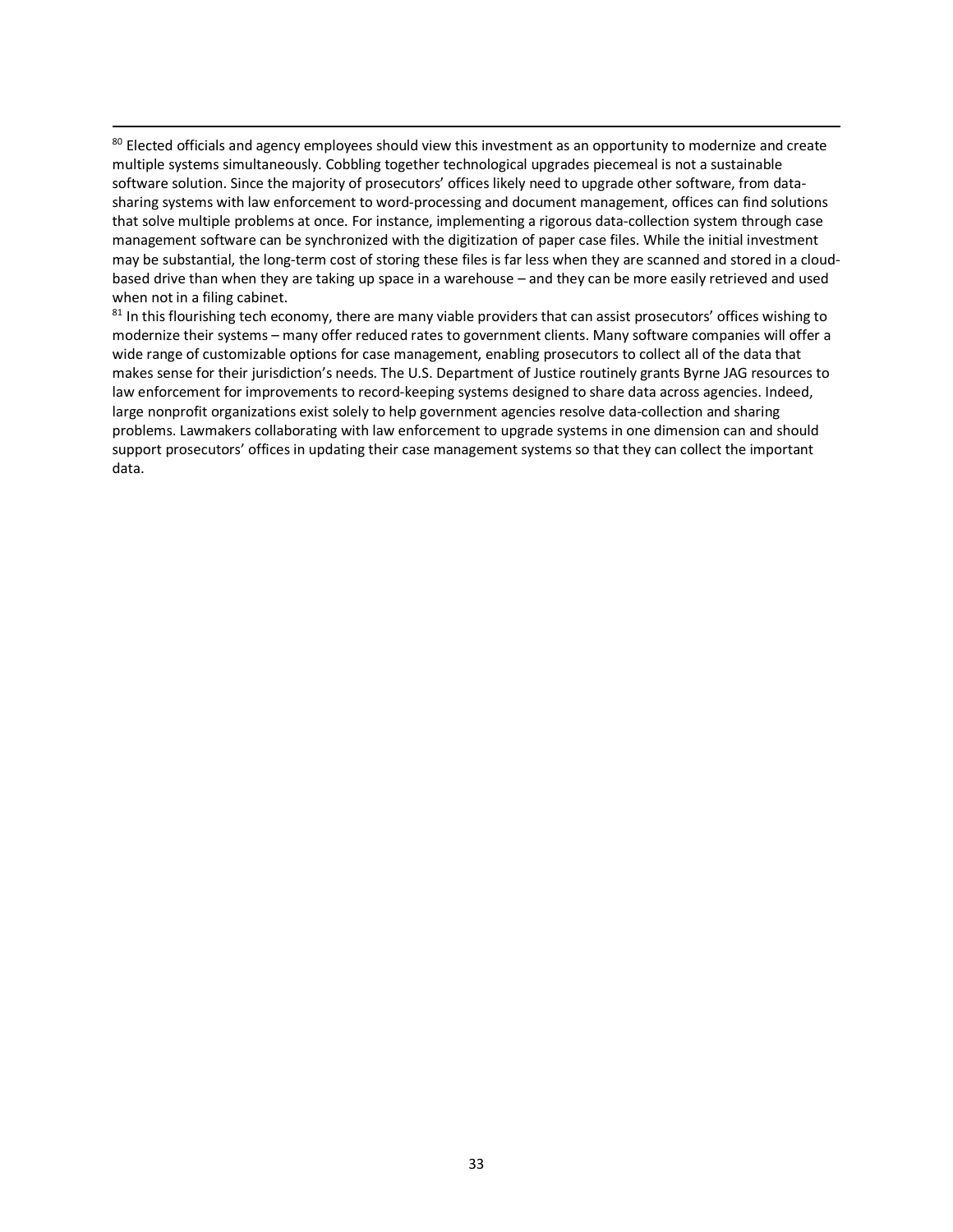[80] Elected officials and agency employees should view this investment as an opportunity to modernize and create multiple systems simultaneously. Cobbling together technological upgrades piecemeal is not a sustainable software solution. Since the majority of prosecutors' offices likely need to upgrade other software, from data-sharing systems with law enforcement to word-processing and document management, offices can find solutions that solve multiple problems at once. For instance, implementing a rigorous data-collection system through case management software can be synchronized with the digitization of paper case files. While the initial investment may be substantial, the long-term cost of storing these files is far less when they are scanned and stored in a cloud-based drive than when they are taking up space in a warehouse – and they can be more easily retrieved and used when not in a filing cabinet.

[81] In this flourishing tech economy, there are many viable providers that can assist prosecutors' offices wishing to modernize their systems – many offer reduced rates to government clients. Many software companies will offer a wide range of customizable options for case management, enabling prosecutors to collect all of the data that makes sense for their jurisdiction's needs. The U.S. Department of Justice routinely grants Byrne JAG resources to law enforcement for improvements to record-keeping systems designed to share data across agencies. Indeed, large nonprofit organizations exist solely to help government agencies resolve data-collection and sharing problems. Lawmakers collaborating with law enforcement to upgrade systems in one dimension can and should support prosecutors' offices in updating their case management systems so that they can collect the important data.